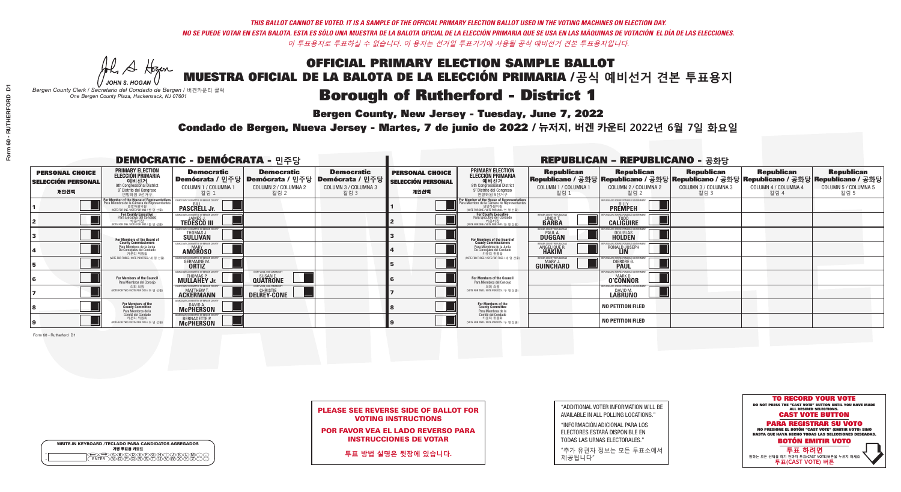*THIS BALLOT CANNOT BE VOTED. IT IS A SAMPLE OF THE OFFICIAL PRIMARY ELECTION BALLOT USED IN THE VOTING MACHINES ON ELECTION DAY.*
*NO SE PUEDE VOTAR EN ESTA BALOTA. ESTA ES SÓLO UNA MUESTRA DE LA BALOTA OFICIAL DE LA ELECCIÓN PRIMARIA QUE SE USA EN LAS MÁQUINAS DE VOTACIÓN EL DÍA DE LAS ELECCIONES.*
*이 투표용지로 투표하실 수 없습니다. 이 용지는 선거일 투표기기에 사용될 공식 예비선거 견본 투표용지입니다.*

JOHN S. HOGAN
*Bergen County Clerk / Secretario del Condado de Bergen / 버겐카운티 클럭*
*One Bergen County Plaza, Hackensack, NJ 07601*

# OFFICIAL PRIMARY ELECTION SAMPLE BALLOT
# MUESTRA OFICIAL DE LA BALOTA DE LA ELECCIÓN PRIMARIA /공식 예비선거 견본 투표용지
## Borough of Rutherford - District 1

**Bergen County, New Jersey - Tuesday, June 7, 2022**
**Condado de Bergen, Nueva Jersey - Martes, 7 de junio de 2022 / 뉴저지, 버겐 카운티 2022년 6월 7일 화요일**

## DEMOCRATIC - DEMÓCRATA - 민주당

| PERSONAL CHOICE / SELECCIÓN PERSONAL / 개인선택 | PRIMARY ELECTION / ELECCIÓN PRIMARIA / 예비선거 (9th Congressional District / 9º Distrito del Congreso / 연방하원 9선거구) | Democratic / Demócrata / 민주당 COLUMN 1 / COLUMNA 1 / 칼럼 1 | Democratic / Demócrata / 민주당 COLUMN 2 / COLUMNA 2 / 칼럼 2 | Democratic / Demócrata / 민주당 COLUMN 3 / COLUMNA 3 / 칼럼 3 |
|---|---|---|---|---|
| 1 | For Member of the House of Representatives / Para Miembro de la Cámara de Representantes / 연방하원의원 (VOTE FOR ONE / VOTE POR UNO / 한 명 선출) | BILL PASCRELL Jr. | | |
| 2 | For County Executive / Para Ejecutivo del Condado / 카운티장 (VOTE FOR ONE / VOTE POR UNO / 한 명 선출) | JAMES J. TEDESCO III | | |
| 3 | For Members of the Board of County Commissioners / Para Miembros de la Junta De Concejales del Condado / 카운티 위원들 (VOTE FOR THREE / VOTE POR TRES / 세 명 선출) | THOMAS J. SULLIVAN | | |
| 4 | | MARY AMOROSO | | |
| 5 | | GERMAINE M. ORTIZ | | |
| 6 | For Members of the Council / Para Miembros del Concejo / 의회 의원 (VOTE FOR TWO / VOTE POR DOS / 두 명 선출) | THOMAS P. MULLAHEY Jr. | SUSAN E. QUATRONE | |
| 7 | | MATTHEW T. ACKERMANN | CHRISTIE DELREY-CONE | |
| 8 | For Members of the County Committee / Para Miembros de la Comité del Condado / 카운티 위원회 (VOTE FOR TWO / VOTE POR DOS / 두 명 선출) | DAVID A. McPHERSON | | |
| 9 | | BERNADETTE P. McPHERSON | | |

## REPUBLICAN - REPUBLICANO - 공화당

| PERSONAL CHOICE / SELECCIÓN PERSONAL / 개인선택 | PRIMARY ELECTION / ELECCIÓN PRIMARIA / 예비선거 (9th Congressional District / 9º Distrito del Congreso / 연방하원 9선거구) | Republican / Republicano / 공화당 COLUMN 1 / COLUMNA 1 / 칼럼 1 | Republican / Republicano / 공화당 COLUMN 2 / COLUMNA 2 / 칼럼 2 | Republican / Republicano / 공화당 COLUMN 3 / COLUMNA 3 / 칼럼 3 | Republican / Republicano / 공화당 COLUMN 4 / COLUMNA 4 / 칼럼 4 | Republican / Republicano / 공화당 COLUMN 5 / COLUMNA 5 / 칼럼 5 |
|---|---|---|---|---|---|---|
| 1 | For Member of the House of Representatives / Para Miembro de la Cámara de Representantes / 연방하원의원 (VOTE FOR ONE / VOTE POR UNO / 한 명 선출) | | BILLY PREMPEH | | | |
| 2 | For County Executive / Para Ejecutivo del Condado / 카운티장 (VOTE FOR ONE / VOTE POR UNO / 한 명 선출) | LINDA T. BARBA | TODD CALIGUIRE | | | |
| 3 | For Members of the Board of County Commissioners / Para Miembros de la Junta De Concejales del Condado / 카운티 위원들 (VOTE FOR THREE / VOTE POR TRES / 세 명 선출) | PAUL A. DUGGAN | DOUGLAS HOLDEN | | | |
| 4 | | ANGELIQUE R. HAKIM | RONALD JOSEPH LIN | | | |
| 5 | | MARY J. GUINCHARD | DIERDRE G. PAUL | | | |
| 6 | For Members of the Council / Para Miembros del Concejo / 의회 의원 (VOTE FOR TWO / VOTE POR DOS / 두 명 선출) | | MARK D. O'CONNOR | | | |
| 7 | | | DAVID M. LABRUNO | | | |
| 8 | For Members of the County Committee / Para Miembros de la Comité del Condado / 카운티 위원회 (VOTE FOR TWO / VOTE POR DOS / 두 명 선출) | | NO PETITION FILED | | | |
| 9 | | | NO PETITION FILED | | | |

Form 60 - Rutherford D1

**PLEASE SEE REVERSE SIDE OF BALLOT FOR VOTING INSTRUCTIONS**

**POR FAVOR VEA EL LADO REVERSO PARA INSTRUCCIONES DE VOTAR**

**투표 방법 설명은 뒷장에 있습니다.**

"ADDITIONAL VOTER INFORMATION WILL BE AVAILABLE IN ALL POLLING LOCATIONS."

"INFORMACIÓN ADICIONAL PARA LOS ELECTORES ESTARÁ DISPONIBLE EN TODAS LAS URNAS ELECTORALES."

"추가 유권자 정보는 모든 투표소에서 제공됩니다"

WRITE-IN KEYBOARD /TECLADO PARA CANDIDATOS AGREGADOS
기명 투표용 키보드

**TO RECORD YOUR VOTE**
DO NOT PRESS THE "CAST VOTE" BUTTON UNTIL YOU HAVE MADE ALL DESIRED SELECTIONS.
**CAST VOTE BUTTON**

**PARA REGISTRAR SU VOTO**
NO PRESIONE EL BOTÓN "CAST VOTE" (EMITIR VOTO) SINO HASTA QUE HAYA HECHO TODAS LAS SELECCIONES DESEADAS.
**BOTÓN EMITIR VOTO**

**투표 하려면**
원하는 모든 선택을 하기 전까지 투표(CAST VOTE)버튼을 누르지 마세요.
**투표(CAST VOTE) 버튼**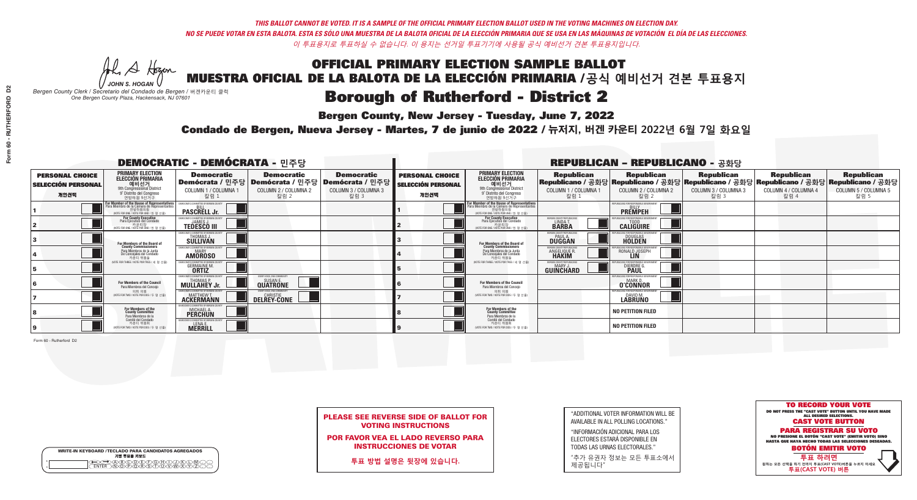*THIS BALLOT CANNOT BE VOTED. IT IS A SAMPLE OF THE OFFICIAL PRIMARY ELECTION BALLOT USED IN THE VOTING MACHINES ON ELECTION DAY.*
*NO SE PUEDE VOTAR EN ESTA BALOTA. ESTA ES SÓLO UNA MUESTRA DE LA BALOTA OFICIAL DE LA ELECCIÓN PRIMARIA QUE SE USA EN LAS MÁQUINAS DE VOTACIÓN EL DÍA DE LAS ELECCIONES.*
*이 투표용지로 투표하실 수 없습니다. 이 용지는 선거일 투표기기에 사용될 공식 예비선거 견본 투표용지입니다.*

JOHN S. HOGAN
*Bergen County Clerk / Secretario del Condado de Bergen / 버겐카운티 클럭*
*One Bergen County Plaza, Hackensack, NJ 07601*

# OFFICIAL PRIMARY ELECTION SAMPLE BALLOT
# MUESTRA OFICIAL DE LA BALOTA DE LA ELECCIÓN PRIMARIA /공식 예비선거 견본 투표용지
# Borough of Rutherford - District 2

**Bergen County, New Jersey - Tuesday, June 7, 2022**

**Condado de Bergen, Nueva Jersey - Martes, 7 de junio de 2022 / 뉴저지, 버겐 카운티 2022년 6월 7일 화요일**

## DEMOCRATIC - DEMÓCRATA - 민주당

| PERSONAL CHOICE / SELECCIÓN PERSONAL / 개인선택 | PRIMARY ELECTION / ELECCIÓN PRIMARIA / 예비선거 / 9th Congressional District / 9° Distrito del Congreso / 연방하원 9선거구 | Democratic / Demócrata / 민주당 COLUMN 1 / COLUMNA 1 / 칼럼 1 | Democratic / Demócrata / 민주당 COLUMN 2 / COLUMNA 2 / 칼럼 2 | Democratic / Demócrata / 민주당 COLUMN 3 / COLUMNA 3 / 칼럼 3 |
|---|---|---|---|---|
| 1 | For Member of the House of Representatives / Para Miembro de la Cámara de Representantes / 연방하원의원 (VOTE FOR ONE / VOTE POR UNO / 한 명 선출) | BILL PASCRELL Jr. | | |
| 2 | For County Executive / Para Ejecutivo del Condado / 카운티장 (VOTE FOR ONE / VOTE POR UNO / 한 명 선출) | JAMES J. TEDESCO III | | |
| 3 | For Members of the Board of County Commissioners / Para Miembros de la Junta De Concejales del Condado / 카운티 위원들 (VOTE FOR THREE / VOTE POR TRES / 세 명 선출) | THOMAS J. SULLIVAN | | |
| 4 | | MARY AMOROSO | | |
| 5 | | GERMAINE M. ORTIZ | | |
| 6 | For Members of the Council / Para Miembros del Concejo / 의회 의원 (VOTE FOR TWO / VOTE POR DOS / 두 명 선출) | THOMAS P. MULLAHEY Jr. | SUSAN E. QUATRONE | |
| 7 | | MATTHEW T. ACKERMANN | CHRISTIE DELREY-CONE | |
| 8 | For Members of the County Committee / Para Miembros de la Comité del Condado / 카운티 위원회 (VOTE FOR TWO / VOTE POR DOS / 두 명 선출) | MICHAEL A. PERCHUN | | |
| 9 | | LENA F. MERRILL | | |

## REPUBLICAN - REPUBLICANO - 공화당

| PERSONAL CHOICE / SELECCIÓN PERSONAL / 개인선택 | PRIMARY ELECTION / ELECCIÓN PRIMARIA / 예비선거 / 9th Congressional District / 9° Distrito del Congreso / 연방하원 9선거구 | Republican / Republicano / 공화당 COLUMN 1 / COLUMNA 1 / 칼럼 1 | Republican / Republicano / 공화당 COLUMN 2 / COLUMNA 2 / 칼럼 2 | Republican / Republicano / 공화당 COLUMN 3 / COLUMNA 3 / 칼럼 3 | Republican / Republicano / 공화당 COLUMN 4 / COLUMNA 4 / 칼럼 4 | Republican / Republicano / 공화당 COLUMN 5 / COLUMNA 5 / 칼럼 5 |
|---|---|---|---|---|---|---|
| 1 | For Member of the House of Representatives / Para Miembro de la Cámara de Representantes / 연방하원의원 (VOTE FOR ONE / VOTE POR UNO / 한 명 선출) | | BILLY PREMPEH | | | |
| 2 | For County Executive / Para Ejecutivo del Condado / 카운티장 (VOTE FOR ONE / VOTE POR UNO / 한 명 선출) | LINDA T. BARBA | TODD CALIGUIRE | | | |
| 3 | For Members of the Board of County Commissioners / Para Miembros de la Junta De Concejales del Condado / 카운티 위원들 (VOTE FOR THREE / VOTE POR TRES / 세 명 선출) | PAUL A. DUGGAN | DOUGLAS HOLDEN | | | |
| 4 | | ANGELIQUE R. HAKIM | RONALD JOSEPH LIN | | | |
| 5 | | MARY J. GUINCHARD | DIERDRE G. PAUL | | | |
| 6 | For Members of the Council / Para Miembros del Concejo / 의회 의원 (VOTE FOR TWO / VOTE POR DOS / 두 명 선출) | | MARK D. O'CONNOR | | | |
| 7 | | | DAVID M. LABRUNO | | | |
| 8 | For Members of the County Committee / Para Miembros de la Comité del Condado / 카운티 위원회 (VOTE FOR TWO / VOTE POR DOS / 두 명 선출) | | NO PETITION FILED | | | |
| 9 | | | NO PETITION FILED | | | |

Form 60 - Rutherford D2

**PLEASE SEE REVERSE SIDE OF BALLOT FOR VOTING INSTRUCTIONS**

**POR FAVOR VEA EL LADO REVERSO PARA INSTRUCCIONES DE VOTAR**

**투표 방법 설명은 뒷장에 있습니다.**

"ADDITIONAL VOTER INFORMATION WILL BE AVAILABLE IN ALL POLLING LOCATIONS."

"INFORMACIÓN ADICIONAL PARA LOS ELECTORES ESTARÁ DISPONIBLE EN TODAS LAS URNAS ELECTORALES."

"추가 유권자 정보는 모든 투표소에서 제공됩니다"

WRITE-IN KEYBOARD /TECLADO PARA CANDIDATOS AGREGADOS / 기명 투표용 키보드

**TO RECORD YOUR VOTE**
DO NOT PRESS THE "CAST VOTE" BUTTON UNTIL YOU HAVE MADE ALL DESIRED SELECTIONS.
**CAST VOTE BUTTON**

**PARA REGISTRAR SU VOTO**
NO PRESIONE EL BOTÓN "CAST VOTE" (EMITIR VOTO) SINO HASTA QUE HAYA HECHO TODAS LAS SELECCIONES DESEADAS.
**BOTÓN EMITIR VOTO**

**투표 하려면**
원하는 모든 선택을 하기 전까지 투표(CAST VOTE)버튼을 누르지 마세요
**투표(CAST VOTE) 버튼**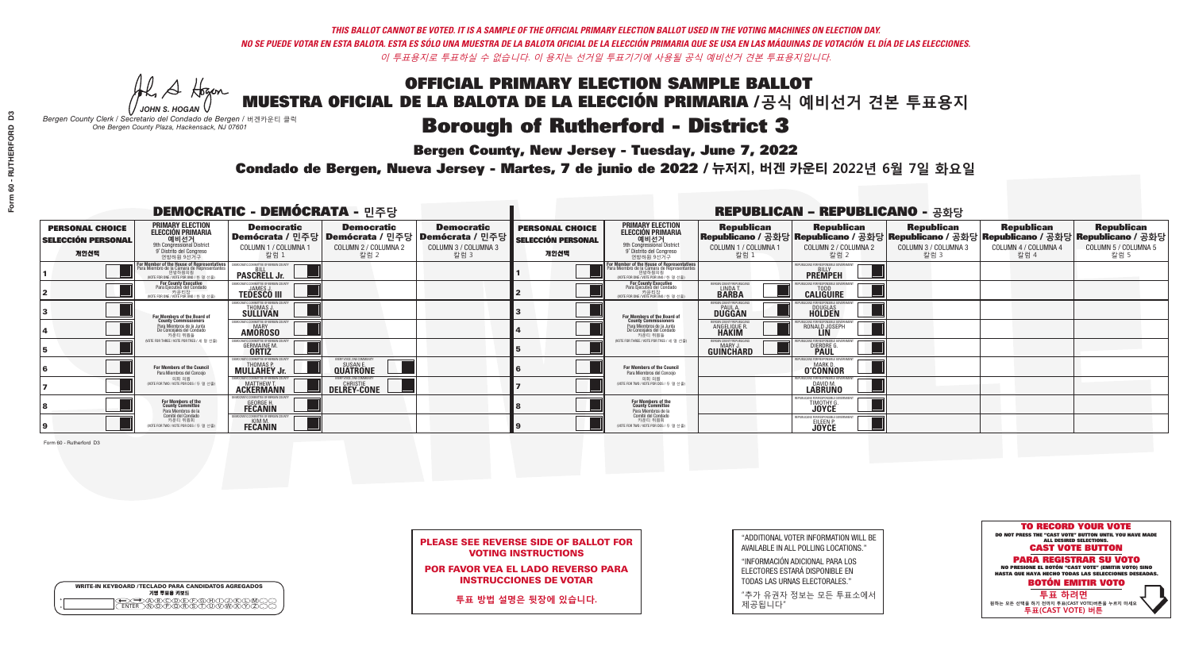*THIS BALLOT CANNOT BE VOTED. IT IS A SAMPLE OF THE OFFICIAL PRIMARY ELECTION BALLOT USED IN THE VOTING MACHINES ON ELECTION DAY.*
*NO SE PUEDE VOTAR EN ESTA BALOTA. ESTA ES SÓLO UNA MUESTRA DE LA BALOTA OFICIAL DE LA ELECCIÓN PRIMARIA QUE SE USA EN LAS MÁQUINAS DE VOTACIÓN EL DÍA DE LAS ELECCIONES.*
*이 투표용지로 투표하실 수 없습니다. 이 용지는 선거일 투표기기에 사용될 공식 예비선거 견본 투표용지입니다.*

JOHN S. HOGAN
*Bergen County Clerk / Secretario del Condado de Bergen / 버겐카운티 클럭*
*One Bergen County Plaza, Hackensack, NJ 07601*

# OFFICIAL PRIMARY ELECTION SAMPLE BALLOT
# MUESTRA OFICIAL DE LA BALOTA DE LA ELECCIÓN PRIMARIA /공식 예비선거 견본 투표용지

## Borough of Rutherford - District 3

**Bergen County, New Jersey - Tuesday, June 7, 2022**

**Condado de Bergen, Nueva Jersey - Martes, 7 de junio de 2022 / 뉴저지, 버겐 카운티 2022년 6월 7일 화요일**

### DEMOCRATIC - DEMÓCRATA - 민주당

| PERSONAL CHOICE / SELECCIÓN PERSONAL / 개인선택 | PRIMARY ELECTION / ELECCIÓN PRIMARIA / 예비선거 / 9th Congressional District / 9° Distrito del Congreso / 연방하원 9선거구 | Democratic / Demócrata / 민주당 COLUMN 1 / COLUMNA 1 / 칼럼 1 | Democratic / Demócrata / 민주당 COLUMN 2 / COLUMNA 2 / 칼럼 2 | Democratic / Demócrata / 민주당 COLUMN 3 / COLUMNA 3 / 칼럼 3 |
|---|---|---|---|---|
| 1 | For Member of the House of Representatives / Para Miembro de la Cámara de Representantes / 연방하원의원 (VOTE FOR ONE / VOTE POR UNO / 한 명 선출) | BILL PASCRELL Jr. | | |
| 2 | For County Executive / Para Ejecutivo del Condado / 카운티장 (VOTE FOR ONE / VOTE POR UNO / 한 명 선출) | JAMES J. TEDESCO III | | |
| 3 | For Members of the Board of County Commissioners / Para Miembros de la Junta De Concejales del Condado / 카운티 위원들 (VOTE FOR THREE / VOTE POR TRES / 세 명 선출) | THOMAS J. SULLIVAN | | |
| 4 | | MARY AMOROSO | | |
| 5 | | GERMAINE M. ORTIZ | | |
| 6 | For Members of the Council / Para Miembros del Concejo / 의회 의원 (VOTE FOR TWO / VOTE POR DOS / 두 명 선출) | THOMAS P. MULLAHEY Jr. | SUSAN E. QUATRONE | |
| 7 | | MATTHEW T. ACKERMANN | CHRISTIE DELREY-CONE | |
| 8 | For Members of the County Committee / Para Miembros de la Comité del Condado / 카운티 위원회 (VOTE FOR TWO / VOTE POR DOS / 두 명 선출) | GEORGE H. FECANIN | | |
| 9 | | KIM M. FECANIN | | |

### REPUBLICAN - REPUBLICANO - 공화당

| PERSONAL CHOICE / SELECCIÓN PERSONAL / 개인선택 | PRIMARY ELECTION / ELECCIÓN PRIMARIA / 예비선거 / 9th Congressional District / 9° Distrito del Congreso / 연방하원 9선거구 | Republican / Republicano / 공화당 COLUMN 1 / COLUMNA 1 / 칼럼 1 | Republican / Republicano / 공화당 COLUMN 2 / COLUMNA 2 / 칼럼 2 | Republican / Republicano / 공화당 COLUMN 3 / COLUMNA 3 / 칼럼 3 | Republican / Republicano / 공화당 COLUMN 4 / COLUMNA 4 / 칼럼 4 | Republican / Republicano / 공화당 COLUMN 5 / COLUMNA 5 / 칼럼 5 |
|---|---|---|---|---|---|---|
| 1 | For Member of the House of Representatives / Para Miembro de la Cámara de Representantes / 연방하원의원 (VOTE FOR ONE / VOTE POR UNO / 한 명 선출) | | BILLY PREMPEH | | | |
| 2 | For County Executive / Para Ejecutivo del Condado / 카운티장 (VOTE FOR ONE / VOTE POR UNO / 한 명 선출) | LINDA T. BARBA | TODD CALIGUIRE | | | |
| 3 | For Members of the Board of County Commissioners / Para Miembros de la Junta De Concejales del Condado / 카운티 위원들 (VOTE FOR THREE / VOTE POR TRES / 세 명 선출) | PAUL A. DUGGAN | DOUGLAS HOLDEN | | | |
| 4 | | ANGELIQUE R. HAKIM | RONALD JOSEPH LIN | | | |
| 5 | | MARY J. GUINCHARD | DIERDRE G. PAUL | | | |
| 6 | For Members of the Council / Para Miembros del Concejo / 의회 의원 (VOTE FOR TWO / VOTE POR DOS / 두 명 선출) | | MARK D. O'CONNOR | | | |
| 7 | | | DAVID M. LABRUNO | | | |
| 8 | For Members of the County Committee / Para Miembros de la Comité del Condado / 카운티 위원회 (VOTE FOR TWO / VOTE POR DOS / 두 명 선출) | | TIMOTHY G. JOYCE | | | |
| 9 | | | EILEEN P. JOYCE | | | |

Form 60 - Rutherford D3

WRITE-IN KEYBOARD /TECLADO PARA CANDIDATOS AGREGADOS / 기명 투표용 키보드

**PLEASE SEE REVERSE SIDE OF BALLOT FOR VOTING INSTRUCTIONS**

**POR FAVOR VEA EL LADO REVERSO PARA INSTRUCCIONES DE VOTAR**

**투표 방법 설명은 뒷장에 있습니다.**

"ADDITIONAL VOTER INFORMATION WILL BE AVAILABLE IN ALL POLLING LOCATIONS."

"INFORMACIÓN ADICIONAL PARA LOS ELECTORES ESTARÁ DISPONIBLE EN TODAS LAS URNAS ELECTORALES."

"추가 유권자 정보는 모든 투표소에서 제공됩니다"

**TO RECORD YOUR VOTE**
DO NOT PRESS THE "CAST VOTE" BUTTON UNTIL YOU HAVE MADE ALL DESIRED SELECTIONS.
**CAST VOTE BUTTON**

**PARA REGISTRAR SU VOTO**
NO PRESIONE EL BOTÓN "CAST VOTE" (EMITIR VOTO) SINO HASTA QUE HAYA HECHO TODAS LAS SELECCIONES DESEADAS.
**BOTÓN EMITIR VOTO**

**투표 하려면**
원하는 모든 선택을 하기 전까지 투표(CAST VOTE)버튼을 누르지 마세요
**투표(CAST VOTE) 버튼**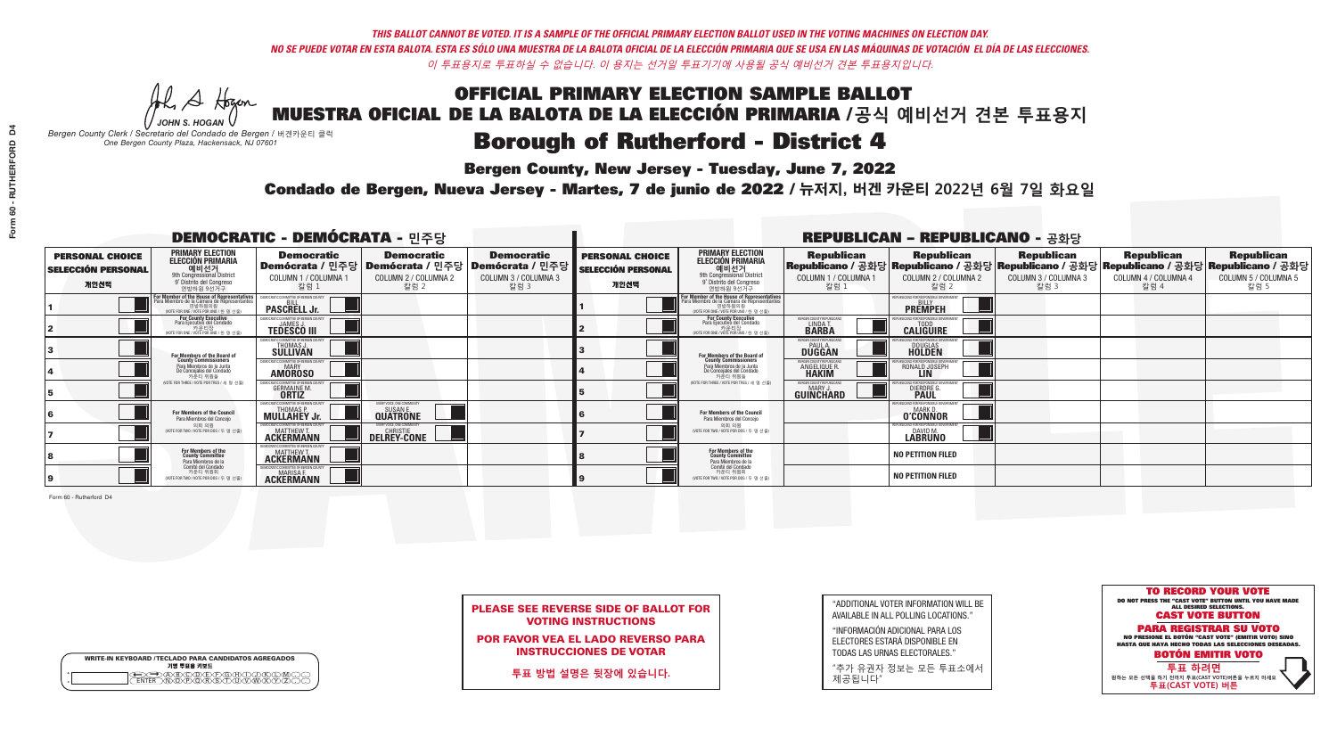*THIS BALLOT CANNOT BE VOTED. IT IS A SAMPLE OF THE OFFICIAL PRIMARY ELECTION BALLOT USED IN THE VOTING MACHINES ON ELECTION DAY.*
*NO SE PUEDE VOTAR EN ESTA BALOTA. ESTA ES SÓLO UNA MUESTRA DE LA BALOTA OFICIAL DE LA ELECCIÓN PRIMARIA QUE SE USA EN LAS MÁQUINAS DE VOTACIÓN EL DÍA DE LAS ELECCIONES.*
*이 투표용지로 투표하실 수 없습니다. 이 용지는 선거일 투표기기에 사용될 공식 예비선거 견본 투표용지입니다.*

JOHN S. HOGAN
*Bergen County Clerk / Secretario del Condado de Bergen /* 버겐카운티 클럭
*One Bergen County Plaza, Hackensack, NJ 07601*

# OFFICIAL PRIMARY ELECTION SAMPLE BALLOT
# MUESTRA OFICIAL DE LA BALOTA DE LA ELECCIÓN PRIMARIA /공식 예비선거 견본 투표용지
# Borough of Rutherford - District 4

**Bergen County, New Jersey - Tuesday, June 7, 2022**

**Condado de Bergen, Nueva Jersey - Martes, 7 de junio de 2022 / 뉴저지, 버겐 카운티 2022년 6월 7일 화요일**

## DEMOCRATIC - DEMÓCRATA - 민주당

| PERSONAL CHOICE / SELECCIÓN PERSONAL / 개인선택 | PRIMARY ELECTION / ELECCIÓN PRIMARIA / 예비선거 (9th Congressional District / 9° Distrito del Congreso / 연방하원 9선거구) | Democratic / Demócrata / 민주당 COLUMN 1 / COLUMNA 1 / 칼럼 1 | Democratic / Demócrata / 민주당 COLUMN 2 / COLUMNA 2 / 칼럼 2 | Democratic / Demócrata / 민주당 COLUMN 3 / COLUMNA 3 / 칼럼 3 |
|---|---|---|---|---|
| 1 | For Member of the House of Representatives / Para Miembro de la Cámara de Representantes / 연방하원의원 (VOTE FOR ONE / VOTE POR UNO / 한 명 선출) | BILL PASCRELL Jr. | | |
| 2 | For County Executive / Para Ejecutivo del Condado / 카운티장 (VOTE FOR ONE / VOTE POR UNO / 한 명 선출) | JAMES J. TEDESCO III | | |
| 3 | For Members of the Board of County Commissioners / Para Miembros de la Junta De Concejales del Condado / 카운티 위원들 (VOTE FOR THREE / VOTE POR TRES / 세 명 선출) | THOMAS J. SULLIVAN | | |
| 4 | | MARY AMOROSO | | |
| 5 | | GERMAINE M. ORTIZ | | |
| 6 | For Members of the Council / Para Miembros del Concejo / 의회 의원 (VOTE FOR TWO / VOTE POR DOS / 두 명 선출) | THOMAS P. MULLAHEY Jr. | SUSAN E. QUATRONE | |
| 7 | | MATTHEW T. ACKERMANN | CHRISTIE DELREY-CONE | |
| 8 | For Members of the County Committee / Para Miembros de la Comité del Condado / 카운티 위원회 (VOTE FOR TWO / VOTE POR DOS / 두 명 선출) | MATTHEW T. ACKERMANN | | |
| 9 | | MARISA F. ACKERMANN | | |

## REPUBLICAN - REPUBLICANO - 공화당

| PERSONAL CHOICE / SELECCIÓN PERSONAL / 개인선택 | PRIMARY ELECTION / ELECCIÓN PRIMARIA / 예비선거 (9th Congressional District / 9° Distrito del Congreso / 연방하원 9선거구) | Republican / Republicano / 공화당 COLUMN 1 / COLUMNA 1 / 칼럼 1 | Republican / Republicano / 공화당 COLUMN 2 / COLUMNA 2 / 칼럼 2 | Republican / Republicano / 공화당 COLUMN 3 / COLUMNA 3 / 칼럼 3 | Republican / Republicano / 공화당 COLUMN 4 / COLUMNA 4 / 칼럼 4 | Republican / Republicano / 공화당 COLUMN 5 / COLUMNA 5 / 칼럼 5 |
|---|---|---|---|---|---|---|
| 1 | For Member of the House of Representatives / Para Miembro de la Cámara de Representantes / 연방하원의원 (VOTE FOR ONE / VOTE POR UNO / 한 명 선출) | | BILLY PREMPEH | | | |
| 2 | For County Executive / Para Ejecutivo del Condado / 카운티장 (VOTE FOR ONE / VOTE POR UNO / 한 명 선출) | LINDA T. BARBA | TODD CALIGUIRE | | | |
| 3 | For Members of the Board of County Commissioners / Para Miembros de la Junta De Concejales del Condado / 카운티 위원들 (VOTE FOR THREE / VOTE POR TRES / 세 명 선출) | PAUL A. DUGGAN | DOUGLAS HOLDEN | | | |
| 4 | | ANGELIQUE R. HAKIM | RONALD JOSEPH LIN | | | |
| 5 | | MARY J. GUINCHARD | DIERDRE G. PAUL | | | |
| 6 | For Members of the Council / Para Miembros del Concejo / 의회 의원 (VOTE FOR TWO / VOTE POR DOS / 두 명 선출) | | MARK D. O'CONNOR | | | |
| 7 | | | DAVID M. LABRUNO | | | |
| 8 | For Members of the County Committee / Para Miembros de la Comité del Condado / 카운티 위원회 (VOTE FOR TWO / VOTE POR DOS / 두 명 선출) | | NO PETITION FILED | | | |
| 9 | | | NO PETITION FILED | | | |

Form 60 - Rutherford D4

**PLEASE SEE REVERSE SIDE OF BALLOT FOR VOTING INSTRUCTIONS**

**POR FAVOR VEA EL LADO REVERSO PARA INSTRUCCIONES DE VOTAR**

**투표 방법 설명은 뒷장에 있습니다.**

"ADDITIONAL VOTER INFORMATION WILL BE AVAILABLE IN ALL POLLING LOCATIONS."

"INFORMACIÓN ADICIONAL PARA LOS ELECTORES ESTARÁ DISPONIBLE EN TODAS LAS URNAS ELECTORALES."

"추가 유권자 정보는 모든 투표소에서 제공됩니다"

WRITE-IN KEYBOARD /TECLADO PARA CANDIDATOS AGREGADOS
기명 투표용 키보드

**TO RECORD YOUR VOTE**
DO NOT PRESS THE "CAST VOTE" BUTTON UNTIL YOU HAVE MADE ALL DESIRED SELECTIONS.
**CAST VOTE BUTTON**

**PARA REGISTRAR SU VOTO**
NO PRESIONE EL BOTÓN "CAST VOTE" (EMITIR VOTO) SINO HASTA QUE HAYA HECHO TODAS LAS SELECCIONES DESEADAS.
**BOTÓN EMITIR VOTO**

**투표 하려면**
원하는 모든 선택을 하기 전까지 투표(CAST VOTE)버튼을 누르지 마세요.
**투표(CAST VOTE) 버튼**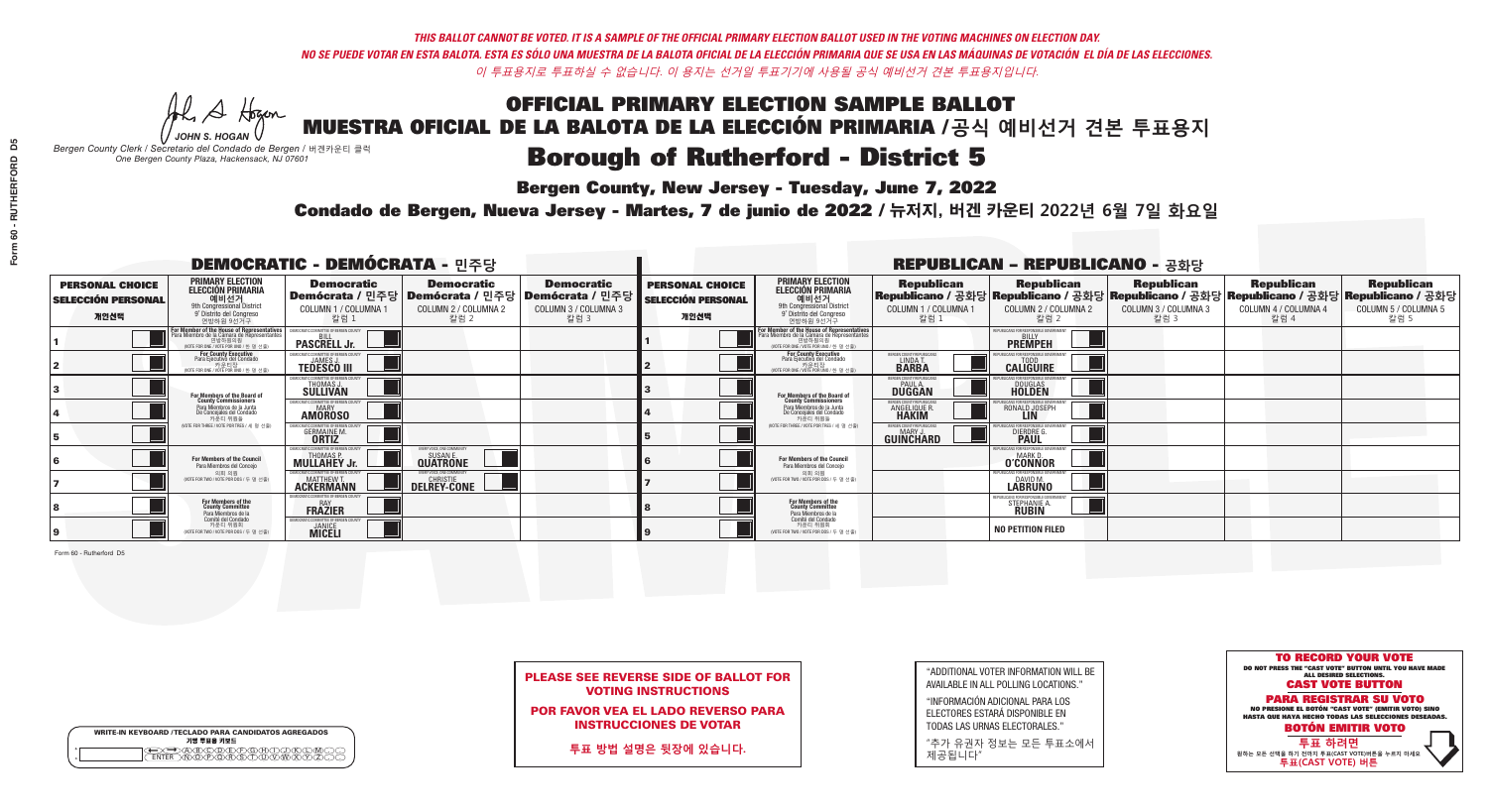*THIS BALLOT CANNOT BE VOTED. IT IS A SAMPLE OF THE OFFICIAL PRIMARY ELECTION BALLOT USED IN THE VOTING MACHINES ON ELECTION DAY.*
*NO SE PUEDE VOTAR EN ESTA BALOTA. ESTA ES SÓLO UNA MUESTRA DE LA BALOTA OFICIAL DE LA ELECCIÓN PRIMARIA QUE SE USA EN LAS MÁQUINAS DE VOTACIÓN EL DÍA DE LAS ELECCIONES.*
*이 투표용지로 투표하실 수 없습니다. 이 용지는 선거일 투표기기에 사용될 공식 예비선거 견본 투표용지입니다.*

JOHN S. HOGAN
*Bergen County Clerk / Secretario del Condado de Bergen / 버겐카운티 클럭*
*One Bergen County Plaza, Hackensack, NJ 07601*

# OFFICIAL PRIMARY ELECTION SAMPLE BALLOT
# MUESTRA OFICIAL DE LA BALOTA DE LA ELECCIÓN PRIMARIA /공식 예비선거 견본 투표용지

## Borough of Rutherford - District 5

**Bergen County, New Jersey - Tuesday, June 7, 2022**

**Condado de Bergen, Nueva Jersey - Martes, 7 de junio de 2022 / 뉴저지, 버겐 카운티 2022년 6월 7일 화요일**

### DEMOCRATIC - DEMÓCRATA - 민주당

| PERSONAL CHOICE / SELECCIÓN PERSONAL / 개인선택 | PRIMARY ELECTION / ELECCIÓN PRIMARIA / 예비선거 (9th Congressional District / 9° Distrito del Congreso / 연방하원 9선거구) | Democratic / Demócrata / 민주당 COLUMN 1 / COLUMNA 1 / 칼럼 1 | Democratic / Demócrata / 민주당 COLUMN 2 / COLUMNA 2 / 칼럼 2 | Democratic / Demócrata / 민주당 COLUMN 3 / COLUMNA 3 / 칼럼 3 |
|---|---|---|---|---|
| 1 | For Member of the House of Representatives / Para Miembro de la Cámara de Representantes / 연방하원의원 (VOTE FOR ONE / VOTE POR UNO / 한 명 선출) | BILL PASCRELL Jr. | | |
| 2 | For County Executive / Para Ejecutivo del Condado / 카운티장 (VOTE FOR ONE / VOTE POR UNO / 한 명 선출) | JAMES J. TEDESCO III | | |
| 3 | For Members of the Board of County Commissioners / Para Miembros de la Junta De Concejales del Condado / 카운티 위원들 (VOTE FOR THREE / VOTE POR TRES / 세 명 선출) | THOMAS J. SULLIVAN | | |
| 4 | | MARY AMOROSO | | |
| 5 | | GERMAINE M. ORTIZ | | |
| 6 | For Members of the Council / Para Miembros del Concejo / 의회 의원 (VOTE FOR TWO / VOTE POR DOS / 두 명 선출) | THOMAS P. MULLAHEY Jr. | SUSAN E. QUATRONE | |
| 7 | | MATTHEW T. ACKERMANN | CHRISTIE DELREY-CONE | |
| 8 | For Members of the County Committee / Para Miembros de la Comité del Condado / 카운티 위원회 (VOTE FOR TWO / VOTE POR DOS / 두 명 선출) | RAY FRAZIER | | |
| 9 | | JANICE MICELI | | |

### REPUBLICAN - REPUBLICANO - 공화당

| PERSONAL CHOICE / SELECCIÓN PERSONAL / 개인선택 | PRIMARY ELECTION / ELECCIÓN PRIMARIA / 예비선거 (9th Congressional District / 9° Distrito del Congreso / 연방하원 9선거구) | Republican / Republicano / 공화당 COLUMN 1 / COLUMNA 1 / 칼럼 1 | Republican / Republicano / 공화당 COLUMN 2 / COLUMNA 2 / 칼럼 2 | Republican / Republicano / 공화당 COLUMN 3 / COLUMNA 3 / 칼럼 3 | Republican / Republicano / 공화당 COLUMN 4 / COLUMNA 4 / 칼럼 4 | Republican / Republicano / 공화당 COLUMN 5 / COLUMNA 5 / 칼럼 5 |
|---|---|---|---|---|---|---|
| 1 | For Member of the House of Representatives / Para Miembro de la Cámara de Representantes / 연방하원의원 (VOTE FOR ONE / VOTE POR UNO / 한 명 선출) | | BILLY PREMPEH | | | |
| 2 | For County Executive / Para Ejecutivo del Condado / 카운티장 (VOTE FOR ONE / VOTE POR UNO / 한 명 선출) | LINDA T. BARBA | TODD CALIGUIRE | | | |
| 3 | For Members of the Board of County Commissioners / Para Miembros de la Junta De Concejales del Condado / 카운티 위원들 (VOTE FOR THREE / VOTE POR TRES / 세 명 선출) | PAUL A. DUGGAN | DOUGLAS HOLDEN | | | |
| 4 | | ANGELIQUE R. HAKIM | RONALD JOSEPH LIN | | | |
| 5 | | MARY J. GUINCHARD | DIERDRE G. PAUL | | | |
| 6 | For Members of the Council / Para Miembros del Concejo / 의회 의원 (VOTE FOR TWO / VOTE POR DOS / 두 명 선출) | | MARK D. O'CONNOR | | | |
| 7 | | | DAVID M. LABRUNO | | | |
| 8 | For Members of the County Committee / Para Miembros de la Comité del Condado / 카운티 위원회 (VOTE FOR TWO / VOTE POR DOS / 두 명 선출) | | STEPHANIE A. RUBIN | | | |
| 9 | | | NO PETITION FILED | | | |

Form 60 - Rutherford D5

**PLEASE SEE REVERSE SIDE OF BALLOT FOR VOTING INSTRUCTIONS**

**POR FAVOR VEA EL LADO REVERSO PARA INSTRUCCIONES DE VOTAR**

**투표 방법 설명은 뒷장에 있습니다.**

"ADDITIONAL VOTER INFORMATION WILL BE AVAILABLE IN ALL POLLING LOCATIONS."

"INFORMACIÓN ADICIONAL PARA LOS ELECTORES ESTARÁ DISPONIBLE EN TODAS LAS URNAS ELECTORALES."

"추가 유권자 정보는 모든 투표소에서 제공됩니다"

WRITE-IN KEYBOARD /TECLADO PARA CANDIDATOS AGREGADOS
기명 투표용 키보드

**TO RECORD YOUR VOTE**
DO NOT PRESS THE "CAST VOTE" BUTTON UNTIL YOU HAVE MADE ALL DESIRED SELECTIONS.
**CAST VOTE BUTTON**

**PARA REGISTRAR SU VOTO**
NO PRESIONE EL BOTÓN "CAST VOTE" (EMITIR VOTO) SINO HASTA QUE HAYA HECHO TODAS LAS SELECCIONES DESEADAS.
**BOTÓN EMITIR VOTO**

**투표 하려면**
원하는 모든 선택을 하기 전까지 투표(CAST VOTE)버튼을 누르지 마세요
**투표(CAST VOTE) 버튼**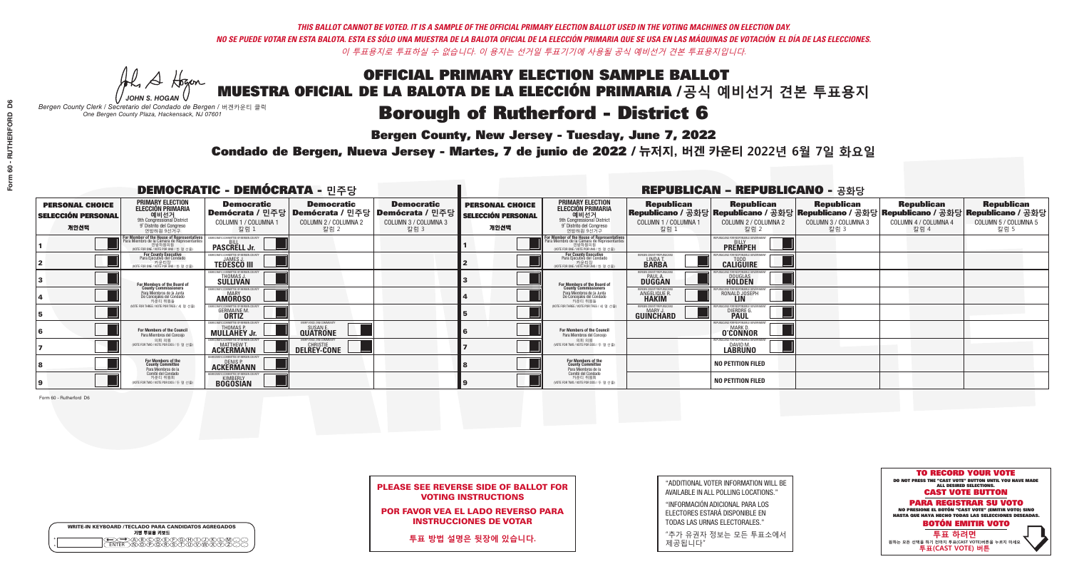*THIS BALLOT CANNOT BE VOTED. IT IS A SAMPLE OF THE OFFICIAL PRIMARY ELECTION BALLOT USED IN THE VOTING MACHINES ON ELECTION DAY.*
*NO SE PUEDE VOTAR EN ESTA BALOTA. ESTA ES SÓLO UNA MUESTRA DE LA BALOTA OFICIAL DE LA ELECCIÓN PRIMARIA QUE SE USA EN LAS MÁQUINAS DE VOTACIÓN EL DÍA DE LAS ELECCIONES.*
*이 투표용지로 투표하실 수 없습니다. 이 용지는 선거일 투표기기에 사용될 공식 예비선거 견본 투표용지입니다.*

JOHN S. HOGAN
*Bergen County Clerk / Secretario del Condado de Bergen / 버겐카운티 클럭*
*One Bergen County Plaza, Hackensack, NJ 07601*

# OFFICIAL PRIMARY ELECTION SAMPLE BALLOT
# MUESTRA OFICIAL DE LA BALOTA DE LA ELECCIÓN PRIMARIA / 공식 예비선거 견본 투표용지
# Borough of Rutherford - District 6

**Bergen County, New Jersey - Tuesday, June 7, 2022**

**Condado de Bergen, Nueva Jersey - Martes, 7 de junio de 2022 / 뉴저지, 버겐 카운티 2022년 6월 7일 화요일**

## DEMOCRATIC - DEMÓCRATA - 민주당

| PERSONAL CHOICE / SELECCIÓN PERSONAL / 개인선택 | PRIMARY ELECTION / ELECCIÓN PRIMARIA / 예비선거 (9th Congressional District / 9° Distrito del Congreso / 연방하원 9선거구) | Democratic / Demócrata / 민주당 COLUMN 1 / COLUMNA 1 / 칼럼 1 | Democratic / Demócrata / 민주당 COLUMN 2 / COLUMNA 2 / 칼럼 2 | Democratic / Demócrata / 민주당 COLUMN 3 / COLUMNA 3 / 칼럼 3 |
|---|---|---|---|---|
| 1 | For Member of the House of Representatives / Para Miembro de la Cámara de Representantes / 연방하원의원 (VOTE FOR ONE / VOTE POR UNO / 한 명 선출) | BILL PASCRELL Jr. | | |
| 2 | For County Executive / Para Ejecutivo del Condado / 카운티장 (VOTE FOR ONE / VOTE POR UNO / 한 명 선출) | JAMES J. TEDESCO III | | |
| 3 | For Members of the Board of County Commissioners / Para Miembros de la Junta De Concejales del Condado / 카운티 위원들 (VOTE FOR THREE / VOTE POR TRES / 세 명 선출) | THOMAS J. SULLIVAN | | |
| 4 | | MARY AMOROSO | | |
| 5 | | GERMAINE M. ORTIZ | | |
| 6 | For Members of the Council / Para Miembros del Concejo / 의회 의원 (VOTE FOR TWO / VOTE POR DOS / 두 명 선출) | THOMAS P. MULLAHEY Jr. | SUSAN E. QUATRONE | |
| 7 | | MATTHEW T. ACKERMANN | CHRISTIE DELREY-CONE | |
| 8 | For Members of the County Committee / Para Miembros de la Comité del Condado / 카운티 위원회 (VOTE FOR TWO / VOTE POR DOS / 두 명 선출) | DENIS P. ACKERMANN | | |
| 9 | | KIMBERLY BOGOSIAN | | |

## REPUBLICAN - REPUBLICANO - 공화당

| PERSONAL CHOICE / SELECCIÓN PERSONAL / 개인선택 | PRIMARY ELECTION / ELECCIÓN PRIMARIA / 예비선거 (9th Congressional District / 9° Distrito del Congreso / 연방하원 9선거구) | Republican / Republicano / 공화당 COLUMN 1 / COLUMNA 1 / 칼럼 1 | Republican / Republicano / 공화당 COLUMN 2 / COLUMNA 2 / 칼럼 2 | Republican / Republicano / 공화당 COLUMN 3 / COLUMNA 3 / 칼럼 3 | Republican / Republicano / 공화당 COLUMN 4 / COLUMNA 4 / 칼럼 4 | Republican / Republicano / 공화당 COLUMN 5 / COLUMNA 5 / 칼럼 5 |
|---|---|---|---|---|---|---|
| 1 | For Member of the House of Representatives / Para Miembro de la Cámara de Representantes / 연방하원의원 (VOTE FOR ONE / VOTE POR UNO / 한 명 선출) | | BILLY PREMPEH | | | |
| 2 | For County Executive / Para Ejecutivo del Condado / 카운티장 (VOTE FOR ONE / VOTE POR UNO / 한 명 선출) | LINDA T. BARBA | TODD CALIGUIRE | | | |
| 3 | For Members of the Board of County Commissioners / Para Miembros de la Junta De Concejales del Condado / 카운티 위원들 (VOTE FOR THREE / VOTE POR TRES / 세 명 선출) | PAUL A. DUGGAN | DOUGLAS HOLDEN | | | |
| 4 | | ANGELIQUE R. HAKIM | RONALD JOSEPH LIN | | | |
| 5 | | MARY J. GUINCHARD | DIERDRE G. PAUL | | | |
| 6 | For Members of the Council / Para Miembros del Concejo / 의회 의원 (VOTE FOR TWO / VOTE POR DOS / 두 명 선출) | | MARK D. O'CONNOR | | | |
| 7 | | | DAVID M. LABRUNO | | | |
| 8 | For Members of the County Committee / Para Miembros de la Comité del Condado / 카운티 위원회 (VOTE FOR TWO / VOTE POR DOS / 두 명 선출) | | NO PETITION FILED | | | |
| 9 | | | NO PETITION FILED | | | |

Form 60 - Rutherford D6

**PLEASE SEE REVERSE SIDE OF BALLOT FOR VOTING INSTRUCTIONS**

**POR FAVOR VEA EL LADO REVERSO PARA INSTRUCCIONES DE VOTAR**

**투표 방법 설명은 뒷장에 있습니다.**

"ADDITIONAL VOTER INFORMATION WILL BE AVAILABLE IN ALL POLLING LOCATIONS."

"INFORMACIÓN ADICIONAL PARA LOS ELECTORES ESTARÁ DISPONIBLE EN TODAS LAS URNAS ELECTORALES."

"추가 유권자 정보는 모든 투표소에서 제공됩니다"

**TO RECORD YOUR VOTE**
DO NOT PRESS THE "CAST VOTE" BUTTON UNTIL YOU HAVE MADE ALL DESIRED SELECTIONS.
**CAST VOTE BUTTON**

**PARA REGISTRAR SU VOTO**
NO PRESIONE EL BOTÓN "CAST VOTE" (EMITIR VOTO) SINO HASTA QUE HAYA HECHO TODAS LAS SELECCIONES DESEADAS.
**BOTÓN EMITIR VOTO**

**투표 하려면**
원하는 모든 선택을 하기 전까지 투표(CAST VOTE)버튼을 누르지 마세요
**투표(CAST VOTE) 버튼**

WRITE-IN KEYBOARD /TECLADO PARA CANDIDATOS AGREGADOS
기명 투표용 키보드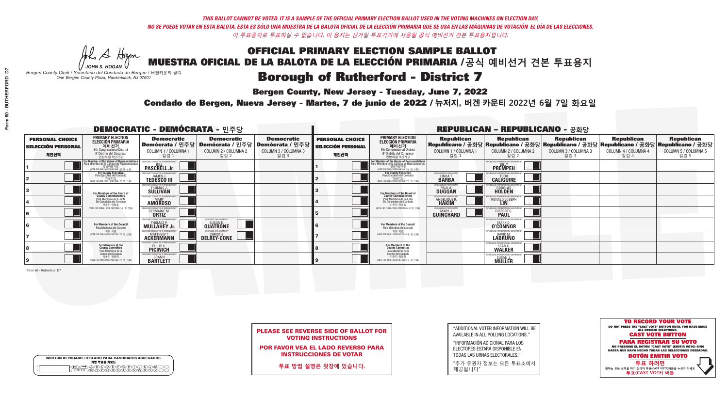THIS BALLOT CANNOT BE VOTED. IT IS A SAMPLE OF THE OFFICIAL PRIMARY ELECTION BALLOT USED IN THE VOTING MACHINES ON ELECTION DAY.
NO SE PUEDE VOTAR EN ESTA BALOTA. ESTA ES SÓLO UNA MUESTRA DE LA BALOTA OFICIAL DE LA ELECCIÓN PRIMARIA QUE SE USA EN LAS MÁQUINAS DE VOTACIÓN EL DÍA DE LAS ELECCIONES.
이 투표용지로 투표하실 수 없습니다. 이 용지는 선거일 투표기기에 사용될 공식 예비선거 견본 투표용지입니다.

# OFFICIAL PRIMARY ELECTION SAMPLE BALLOT
# MUESTRA OFICIAL DE LA BALOTA DE LA ELECCIÓN PRIMARIA /공식 예비선거 견본 투표용지

JOHN S. HOGAN
*Bergen County Clerk / Secretario del Condado de Bergen / 버겐카운티 클럭*
*One Bergen County Plaza, Hackensack, NJ 07601*

## Borough of Rutherford - District 7

**Bergen County, New Jersey - Tuesday, June 7, 2022**

**Condado de Bergen, Nueva Jersey - Martes, 7 de junio de 2022 / 뉴저지, 버겐 카운티 2022년 6월 7일 화요일**

### DEMOCRATIC - DEMÓCRATA - 민주당

| PERSONAL CHOICE / SELECCIÓN PERSONAL / 개인선택 | PRIMARY ELECTION / ELECCIÓN PRIMARIA / 예비선거 | Democratic / Demócrata / 민주당 COLUMN 1 / COLUMNA 1 / 칼럼 1 | Democratic / Demócrata / 민주당 COLUMN 2 / COLUMNA 2 / 칼럼 2 | Democratic / Demócrata / 민주당 COLUMN 3 / COLUMNA 3 / 칼럼 3 |
|---|---|---|---|---|
| 1 | For Member of the House of Representatives / Para Miembro de la Cámara de Representantes / 연방하원의원 (9th Congressional District / 9° Distrito del Congreso / 연방하원 9선거구) (VOTE FOR ONE / VOTE POR UNO / 한 명 선출) | BILL PASCRELL Jr. | | |
| 2 | For County Executive / Para Ejecutivo del Condado / 카운티장 (VOTE FOR ONE / VOTE POR UNO / 한 명 선출) | JAMES J. TEDESCO III | | |
| 3 | For Members of the Board of County Commissioners / Para Miembros de la Junta De Concejales del Condado / 카운티 위원들 (VOTE FOR THREE / VOTE POR TRES / 세 명 선출) | THOMAS J. SULLIVAN | | |
| 4 | | MARY AMOROSO | | |
| 5 | | GERMAINE M. ORTIZ | | |
| 6 | For Members of the Council / Para Miembros del Concejo / 의회 의원 (VOTE FOR TWO / VOTE POR DOS / 두 명 선출) | THOMAS P. MULLAHEY Jr. | SUSAN E. QUATRONE | |
| 7 | | MATTHEW T. ACKERMANN | CHRISTIE DELREY-CONE | |
| 8 | For Members of the County Committee / Para Miembros de la Comité del Condado / 카운티 위원회 (VOTE FOR TWO / VOTE POR DOS / 두 명 선출) | PHILIP G. PICINICH | | |
| 9 | | JOANN BARTLETT | | |

### REPUBLICAN - REPUBLICANO - 공화당

| PERSONAL CHOICE / SELECCIÓN PERSONAL / 개인선택 | PRIMARY ELECTION / ELECCIÓN PRIMARIA / 예비선거 | Republican / Republicano / 공화당 COLUMN 1 / COLUMNA 1 / 칼럼 1 | Republican / Republicano / 공화당 COLUMN 2 / COLUMNA 2 / 칼럼 2 | Republican / Republicano / 공화당 COLUMN 3 / COLUMNA 3 / 칼럼 3 | Republican / Republicano / 공화당 COLUMN 4 / COLUMNA 4 / 칼럼 4 | Republican / Republicano / 공화당 COLUMN 5 / COLUMNA 5 / 칼럼 5 |
|---|---|---|---|---|---|---|
| 1 | For Member of the House of Representatives / Para Miembro de la Cámara de Representantes / 연방하원의원 (9th Congressional District / 9° Distrito del Congreso / 연방하원 9선거구) (VOTE FOR ONE / VOTE POR UNO / 한 명 선출) | | BILLY PREMPEH | | | |
| 2 | For County Executive / Para Ejecutivo del Condado / 카운티장 (VOTE FOR ONE / VOTE POR UNO / 한 명 선출) | LINDA T. BARBA | TODD CALIGUIRE | | | |
| 3 | For Members of the Board of County Commissioners / Para Miembros de la Junta De Concejales del Condado / 카운티 위원들 (VOTE FOR THREE / VOTE POR TRES / 세 명 선출) | PAUL A. DUGGAN | DOUGLAS HOLDEN | | | |
| 4 | | ANGELIQUE R. HAKIM | RONALD JOSEPH LIN | | | |
| 5 | | MARY J. GUINCHARD | DIERDRE G. PAUL | | | |
| 6 | For Members of the Council / Para Miembros del Concejo / 의회 의원 (VOTE FOR TWO / VOTE POR DOS / 두 명 선출) | | MARK D. O'CONNOR | | | |
| 7 | | | DAVID M. LABRUNO | | | |
| 8 | For Members of the County Committee / Para Miembros de la Comité del Condado / 카운티 위원회 (VOTE FOR TWO / VOTE POR DOS / 두 명 선출) | | SEAN C. WALKER | | | |
| 9 | | | SUSAN J. MULLER | | | |

Form 60 - Rutherford D7

**PLEASE SEE REVERSE SIDE OF BALLOT FOR VOTING INSTRUCTIONS**

**POR FAVOR VEA EL LADO REVERSO PARA INSTRUCCIONES DE VOTAR**

**투표 방법 설명은 뒷장에 있습니다.**

"ADDITIONAL VOTER INFORMATION WILL BE AVAILABLE IN ALL POLLING LOCATIONS."

"INFORMACIÓN ADICIONAL PARA LOS ELECTORES ESTARÁ DISPONIBLE EN TODAS LAS URNAS ELECTORALES."

"추가 유권자 정보는 모든 투표소에서 제공됩니다"

WRITE-IN KEYBOARD /TECLADO PARA CANDIDATOS AGREGADOS
기명 투표용 키보드

**TO RECORD YOUR VOTE**
DO NOT PRESS THE "CAST VOTE" BUTTON UNTIL YOU HAVE MADE ALL DESIRED SELECTIONS.
**CAST VOTE BUTTON**

**PARA REGISTRAR SU VOTO**
NO PRESIONE EL BOTÓN "CAST VOTE" (EMITIR VOTO) SINO HASTA QUE HAYA HECHO TODAS LAS SELECCIONES DESEADAS.
**BOTÓN EMITIR VOTO**

**투표 하려면**
원하는 모든 선택을 하기 전까지 투표(CAST VOTE)버튼을 누르지 마세요.
**투표(CAST VOTE) 버튼**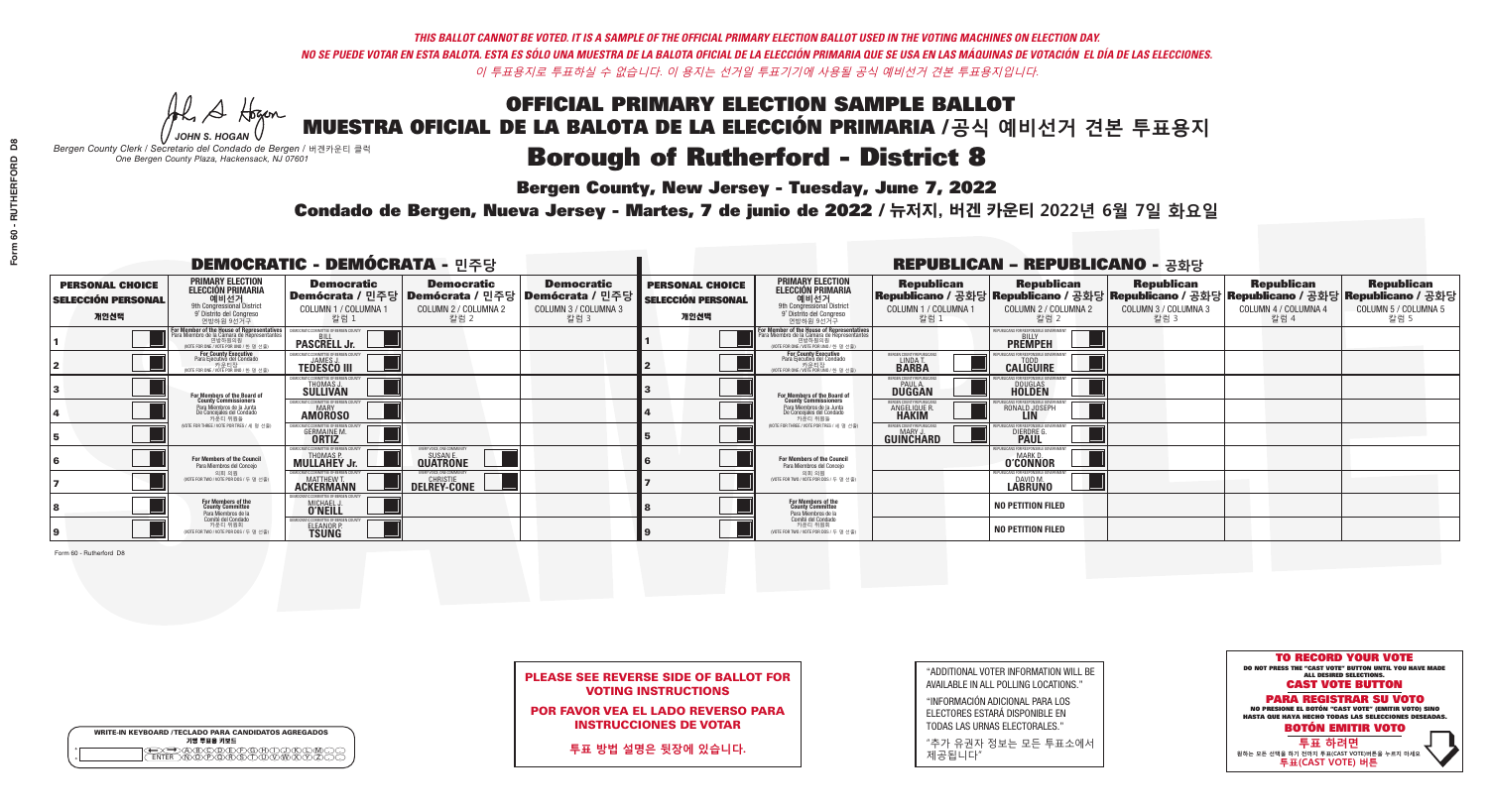*THIS BALLOT CANNOT BE VOTED. IT IS A SAMPLE OF THE OFFICIAL PRIMARY ELECTION BALLOT USED IN THE VOTING MACHINES ON ELECTION DAY.*
*NO SE PUEDE VOTAR EN ESTA BALOTA. ESTA ES SÓLO UNA MUESTRA DE LA BALOTA OFICIAL DE LA ELECCIÓN PRIMARIA QUE SE USA EN LAS MÁQUINAS DE VOTACIÓN EL DÍA DE LAS ELECCIONES.*
*이 투표용지로 투표하실 수 없습니다. 이 용지는 선거일 투표기기에 사용될 공식 예비선거 견본 투표용지입니다.*

JOHN S. HOGAN
*Bergen County Clerk / Secretario del Condado de Bergen / 버겐카운티 클럭*
*One Bergen County Plaza, Hackensack, NJ 07601*

# OFFICIAL PRIMARY ELECTION SAMPLE BALLOT
# MUESTRA OFICIAL DE LA BALOTA DE LA ELECCIÓN PRIMARIA /공식 예비선거 견본 투표용지

## Borough of Rutherford - District 8

**Bergen County, New Jersey - Tuesday, June 7, 2022**

**Condado de Bergen, Nueva Jersey - Martes, 7 de junio de 2022 / 뉴저지, 버겐 카운티 2022년 6월 7일 화요일**

### DEMOCRATIC - DEMÓCRATA - 민주당

| PERSONAL CHOICE / SELECCIÓN PERSONAL / 개인선택 | PRIMARY ELECTION / ELECCIÓN PRIMARIA / 예비선거 (9th Congressional District / 9° Distrito del Congreso / 연방하원 9선거구) | Democratic / Demócrata / 민주당 COLUMN 1 / COLUMNA 1 / 칼럼 1 | Democratic / Demócrata / 민주당 COLUMN 2 / COLUMNA 2 / 칼럼 2 | Democratic / Demócrata / 민주당 COLUMN 3 / COLUMNA 3 / 칼럼 3 |
|---|---|---|---|---|
| 1 | For Member of the House of Representatives / Para Miembro de la Cámara de Representantes / 연방하원의원 (VOTE FOR ONE / VOTE POR UNO / 한 명 선출) | BILL PASCRELL Jr. | | |
| 2 | For County Executive / Para Ejecutivo del Condado / 카운티장 (VOTE FOR ONE / VOTE POR UNO / 한 명 선출) | JAMES J. TEDESCO III | | |
| 3 | For Members of the Board of County Commissioners / Para Miembros de la Junta De Concejales del Condado / 카운티 위원들 (VOTE FOR THREE / VOTE POR TRES / 세 명 선출) | THOMAS J. SULLIVAN | | |
| 4 | | MARY AMOROSO | | |
| 5 | | GERMAINE M. ORTIZ | | |
| 6 | For Members of the Council / Para Miembros del Concejo / 의회 의원 (VOTE FOR TWO / VOTE POR DOS / 두 명 선출) | THOMAS P. MULLAHEY Jr. | SUSAN E. QUATRONE | |
| 7 | | MATTHEW T. ACKERMANN | CHRISTIE DELREY-CONE | |
| 8 | For Members of the County Committee / Para Miembros de la Comité del Condado / 카운티 위원회 (VOTE FOR TWO / VOTE POR DOS / 두 명 선출) | MICHAEL J. O'NEILL | | |
| 9 | | ELEANOR P. TSUNG | | |

### REPUBLICAN - REPUBLICANO - 공화당

| PERSONAL CHOICE / SELECCIÓN PERSONAL / 개인선택 | PRIMARY ELECTION / ELECCIÓN PRIMARIA / 예비선거 (9th Congressional District / 9° Distrito del Congreso / 연방하원 9선거구) | Republican / Republicano / 공화당 COLUMN 1 / COLUMNA 1 / 칼럼 1 | Republican / Republicano / 공화당 COLUMN 2 / COLUMNA 2 / 칼럼 2 | Republican / Republicano / 공화당 COLUMN 3 / COLUMNA 3 / 칼럼 3 | Republican / Republicano / 공화당 COLUMN 4 / COLUMNA 4 / 칼럼 4 | Republican / Republicano / 공화당 COLUMN 5 / COLUMNA 5 / 칼럼 5 |
|---|---|---|---|---|---|---|
| 1 | For Member of the House of Representatives / Para Miembro de la Cámara de Representantes / 연방하원의원 (VOTE FOR ONE / VOTE POR UNO / 한 명 선출) | | BILLY PREMPEH | | | |
| 2 | For County Executive / Para Ejecutivo del Condado / 카운티장 (VOTE FOR ONE / VOTE POR UNO / 한 명 선출) | LINDA T. BARBA | TODD CALIGUIRE | | | |
| 3 | For Members of the Board of County Commissioners / Para Miembros de la Junta De Concejales del Condado / 카운티 위원들 (VOTE FOR THREE / VOTE POR TRES / 세 명 선출) | PAUL A. DUGGAN | DOUGLAS HOLDEN | | | |
| 4 | | ANGELIQUE R. HAKIM | RONALD JOSEPH LIN | | | |
| 5 | | MARY J. GUINCHARD | DIERDRE G. PAUL | | | |
| 6 | For Members of the Council / Para Miembros del Concejo / 의회 의원 (VOTE FOR TWO / VOTE POR DOS / 두 명 선출) | | MARK D. O'CONNOR | | | |
| 7 | | | DAVID M. LABRUNO | | | |
| 8 | For Members of the County Committee / Para Miembros de la Comité del Condado / 카운티 위원회 (VOTE FOR TWO / VOTE POR DOS / 두 명 선출) | | NO PETITION FILED | | | |
| 9 | | | NO PETITION FILED | | | |

Form 60 - Rutherford D8

**PLEASE SEE REVERSE SIDE OF BALLOT FOR VOTING INSTRUCTIONS**

**POR FAVOR VEA EL LADO REVERSO PARA INSTRUCCIONES DE VOTAR**

**투표 방법 설명은 뒷장에 있습니다.**

"ADDITIONAL VOTER INFORMATION WILL BE AVAILABLE IN ALL POLLING LOCATIONS."

"INFORMACIÓN ADICIONAL PARA LOS ELECTORES ESTARÁ DISPONIBLE EN TODAS LAS URNAS ELECTORALES."

"추가 유권자 정보는 모든 투표소에서 제공됩니다"

WRITE-IN KEYBOARD /TECLADO PARA CANDIDATOS AGREGADOS
기명 투표용 키보드

**TO RECORD YOUR VOTE**
DO NOT PRESS THE "CAST VOTE" BUTTON UNTIL YOU HAVE MADE ALL DESIRED SELECTIONS.
**CAST VOTE BUTTON**

**PARA REGISTRAR SU VOTO**
NO PRESIONE EL BOTÓN "CAST VOTE" (EMITIR VOTO) SINO HASTA QUE HAYA HECHO TODAS LAS SELECCIONES DESEADAS.
**BOTÓN EMITIR VOTO**

**투표 하려면**
원하는 모든 선택을 하기 전까지 투표(CAST VOTE)버튼을 누르지 마세요
**투표(CAST VOTE) 버튼**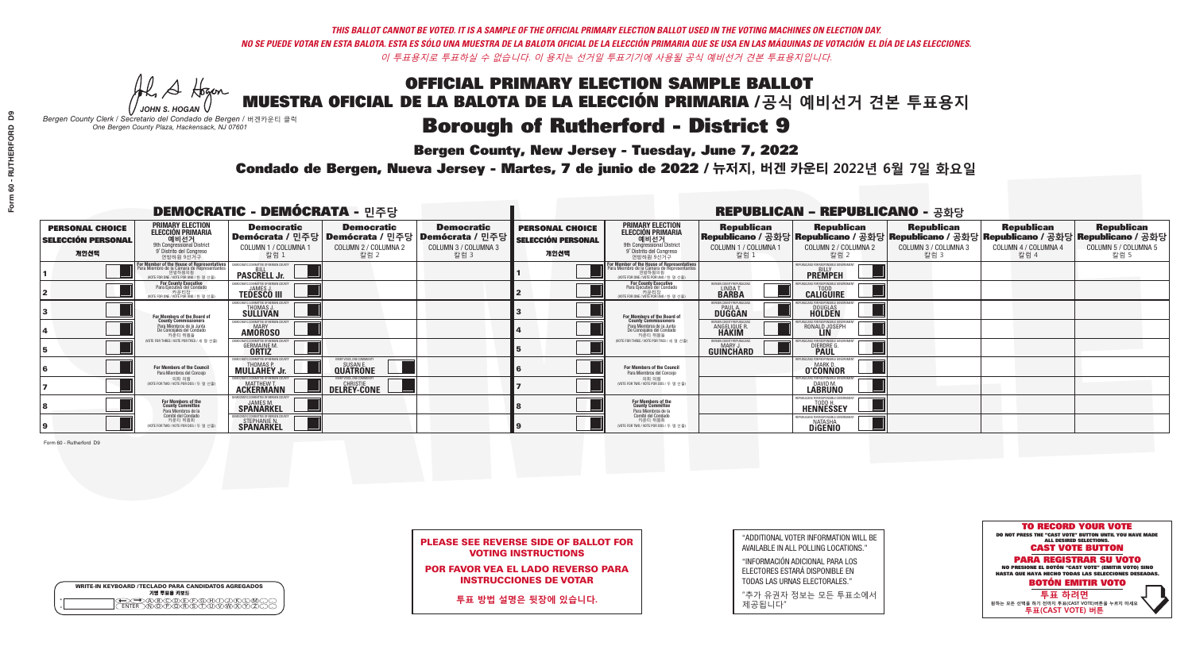*THIS BALLOT CANNOT BE VOTED. IT IS A SAMPLE OF THE OFFICIAL PRIMARY ELECTION BALLOT USED IN THE VOTING MACHINES ON ELECTION DAY.*
*NO SE PUEDE VOTAR EN ESTA BALOTA. ESTA ES SÓLO UNA MUESTRA DE LA BALOTA OFICIAL DE LA ELECCIÓN PRIMARIA QUE SE USA EN LAS MÁQUINAS DE VOTACIÓN EL DÍA DE LAS ELECCIONES.*
*이 투표용지로 투표하실 수 없습니다. 이 용지는 선거일 투표기기에 사용될 공식 예비선거 견본 투표용지입니다.*

JOHN S. HOGAN
*Bergen County Clerk / Secretario del Condado de Bergen / 버겐카운티 클럭*
*One Bergen County Plaza, Hackensack, NJ 07601*

# OFFICIAL PRIMARY ELECTION SAMPLE BALLOT
# MUESTRA OFICIAL DE LA BALOTA DE LA ELECCIÓN PRIMARIA /공식 예비선거 견본 투표용지

## Borough of Rutherford - District 9

**Bergen County, New Jersey - Tuesday, June 7, 2022**

**Condado de Bergen, Nueva Jersey - Martes, 7 de junio de 2022 / 뉴저지, 버겐 카운티 2022년 6월 7일 화요일**

### DEMOCRATIC - DEMÓCRATA - 민주당

| PERSONAL CHOICE / SELECCIÓN PERSONAL / 개인선택 | PRIMARY ELECTION / ELECCIÓN PRIMARIA / 예비선거 | Democratic / Demócrata / 민주당 COLUMN 1 / COLUMNA 1 / 칼럼 1 | Democratic / Demócrata / 민주당 COLUMN 2 / COLUMNA 2 / 칼럼 2 | Democratic / Demócrata / 민주당 COLUMN 3 / COLUMNA 3 / 칼럼 3 |
|---|---|---|---|---|
| 1 | For Member of the House of Representatives / Para Miembro de la Cámara de Representantes / 연방하원의원 (9th Congressional District) (VOTE FOR ONE / VOTE POR UNO / 한 명 선출) | BILL PASCRELL Jr. | | |
| 2 | For County Executive / Para Ejecutivo del Condado / 카운티장 (VOTE FOR ONE / VOTE POR UNO / 한 명 선출) | JAMES J. TEDESCO III | | |
| 3 | For Members of the Board of County Commissioners / Para Miembros de la Junta De Concejales del Condado / 카운티 위원들 (VOTE FOR THREE / VOTE POR TRES / 세 명 선출) | THOMAS J. SULLIVAN | | |
| 4 | | MARY AMOROSO | | |
| 5 | | GERMAINE M. ORTIZ | | |
| 6 | For Members of the Council / Para Miembros del Concejo / 의회 의원 (VOTE FOR TWO / VOTE POR DOS / 두 명 선출) | THOMAS P. MULLAHEY Jr. | SUSAN E. QUATRONE | |
| 7 | | MATTHEW T. ACKERMANN | CHRISTIE DELREY-CONE | |
| 8 | For Members of the County Committee / Para Miembros de la Comité del Condado / 카운티 위원회 (VOTE FOR TWO / VOTE POR DOS / 두 명 선출) | JAMES M. SPANARKEL | | |
| 9 | | STEPHANIE N. SPANARKEL | | |

### REPUBLICAN - REPUBLICANO - 공화당

| PERSONAL CHOICE / SELECCIÓN PERSONAL / 개인선택 | PRIMARY ELECTION / ELECCIÓN PRIMARIA / 예비선거 | Republican / Republicano / 공화당 COLUMN 1 / COLUMNA 1 / 칼럼 1 | Republican / Republicano / 공화당 COLUMN 2 / COLUMNA 2 / 칼럼 2 | Republican / Republicano / 공화당 COLUMN 3 / COLUMNA 3 / 칼럼 3 | Republican / Republicano / 공화당 COLUMN 4 / COLUMNA 4 / 칼럼 4 | Republican / Republicano / 공화당 COLUMN 5 / COLUMNA 5 / 칼럼 5 |
|---|---|---|---|---|---|---|
| 1 | For Member of the House of Representatives / Para Miembro de la Cámara de Representantes / 연방하원의원 (9th Congressional District) (VOTE FOR ONE / VOTE POR UNO / 한 명 선출) | | BILLY PREMPEH | | | |
| 2 | For County Executive / Para Ejecutivo del Condado / 카운티장 (VOTE FOR ONE / VOTE POR UNO / 한 명 선출) | LINDA T. BARBA | TODD CALIGUIRE | | | |
| 3 | For Members of the Board of County Commissioners / Para Miembros de la Junta De Concejales del Condado / 카운티 위원들 (VOTE FOR THREE / VOTE POR TRES / 세 명 선출) | PAUL A. DUGGAN | DOUGLAS HOLDEN | | | |
| 4 | | ANGELIQUE R. HAKIM | RONALD JOSEPH LIN | | | |
| 5 | | MARY J. GUINCHARD | DIERDRE G. PAUL | | | |
| 6 | For Members of the Council / Para Miembros del Concejo / 의회 의원 (VOTE FOR TWO / VOTE POR DOS / 두 명 선출) | | MARK D. O'CONNOR | | | |
| 7 | | | DAVID M. LABRUNO | | | |
| 8 | For Members of the County Committee / Para Miembros de la Comité del Condado / 카운티 위원회 (VOTE FOR TWO / VOTE POR DOS / 두 명 선출) | | TODD H. HENNESSEY | | | |
| 9 | | | NATASHA DiGENIO | | | |

Form 60 - Rutherford D9

**PLEASE SEE REVERSE SIDE OF BALLOT FOR VOTING INSTRUCTIONS**

**POR FAVOR VEA EL LADO REVERSO PARA INSTRUCCIONES DE VOTAR**

**투표 방법 설명은 뒷장에 있습니다.**

"ADDITIONAL VOTER INFORMATION WILL BE AVAILABLE IN ALL POLLING LOCATIONS."

"INFORMACIÓN ADICIONAL PARA LOS ELECTORES ESTARÁ DISPONIBLE EN TODAS LAS URNAS ELECTORALES."

"추가 유권자 정보는 모든 투표소에서 제공됩니다"

WRITE-IN KEYBOARD /TECLADO PARA CANDIDATOS AGREGADOS
기명 투표용 키보드

**TO RECORD YOUR VOTE**
DO NOT PRESS THE "CAST VOTE" BUTTON UNTIL YOU HAVE MADE ALL DESIRED SELECTIONS.
**CAST VOTE BUTTON**

**PARA REGISTRAR SU VOTO**
NO PRESIONE EL BOTÓN "CAST VOTE" (EMITIR VOTO) SINO HASTA QUE HAYA HECHO TODAS LAS SELECCIONES DESEADAS.
**BOTÓN EMITIR VOTO**

**투표 하려면**
원하는 모든 선택을 하기 전까지 투표(CAST VOTE)버튼을 누르지 마세요.
**투표(CAST VOTE) 버튼**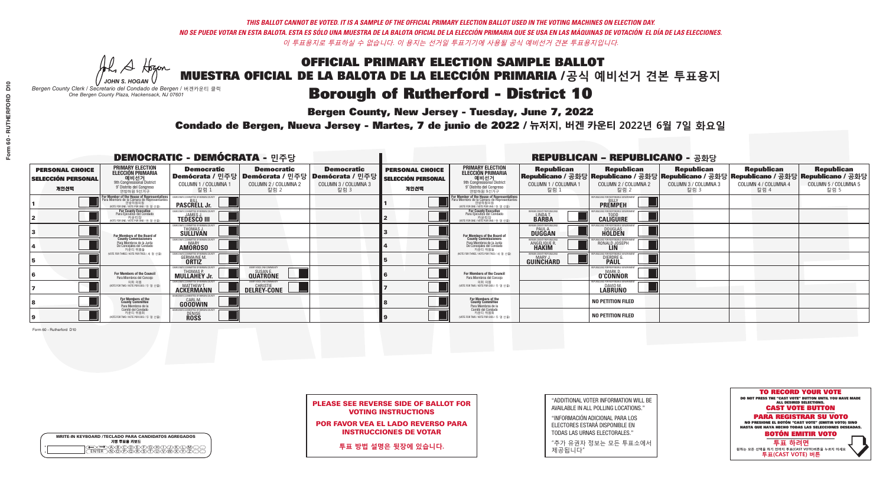*THIS BALLOT CANNOT BE VOTED. IT IS A SAMPLE OF THE OFFICIAL PRIMARY ELECTION BALLOT USED IN THE VOTING MACHINES ON ELECTION DAY.*
*NO SE PUEDE VOTAR EN ESTA BALOTA. ESTA ES SÓLO UNA MUESTRA DE LA BALOTA OFICIAL DE LA ELECCIÓN PRIMARIA QUE SE USA EN LAS MÁQUINAS DE VOTACIÓN EL DÍA DE LAS ELECCIONES.*
*이 투표용지로 투표하실 수 없습니다. 이 용지는 선거일 투표기기에 사용될 공식 예비선거 견본 투표용지입니다.*

JOHN S. HOGAN
*Bergen County Clerk / Secretario del Condado de Bergen / 버겐카운티 클럭*
*One Bergen County Plaza, Hackensack, NJ 07601*

# OFFICIAL PRIMARY ELECTION SAMPLE BALLOT
# MUESTRA OFICIAL DE LA BALOTA DE LA ELECCIÓN PRIMARIA /공식 예비선거 견본 투표용지
# Borough of Rutherford - District 10

**Bergen County, New Jersey - Tuesday, June 7, 2022**

**Condado de Bergen, Nueva Jersey - Martes, 7 de junio de 2022 / 뉴저지, 버겐 카운티 2022년 6월 7일 화요일**

## DEMOCRATIC - DEMÓCRATA - 민주당

| PERSONAL CHOICE / SELECCIÓN PERSONAL / 개인선택 | PRIMARY ELECTION / ELECCIÓN PRIMARIA / 예비선거 | Democratic / Demócrata / 민주당 COLUMN 1 / COLUMNA 1 / 칼럼 1 | Democratic / Demócrata / 민주당 COLUMN 2 / COLUMNA 2 / 칼럼 2 | Democratic / Demócrata / 민주당 COLUMN 3 / COLUMNA 3 / 칼럼 3 |
|---|---|---|---|---|
| 1 | For Member of the House of Representatives / Para Miembro de la Cámara de Representantes / 연방하원의원 (9th Congressional District / 9° Distrito del Congreso / 연방하원 9선거구) (VOTE FOR ONE / VOTE POR UNO / 한 명 선출) | BILL PASCRELL Jr. | | |
| 2 | For County Executive / Para Ejecutivo del Condado / 카운티장 (VOTE FOR ONE / VOTE POR UNO / 한 명 선출) | JAMES J. TEDESCO III | | |
| 3 | For Members of the Board of County Commissioners / Para Miembros de la Junta De Concejales del Condado / 카운티 위원들 (VOTE FOR THREE / VOTE POR TRES / 세 명 선출) | THOMAS J. SULLIVAN | | |
| 4 | | MARY AMOROSO | | |
| 5 | | GERMAINE M. ORTIZ | | |
| 6 | For Members of the Council / Para Miembros del Concejo / 의회 의원 (VOTE FOR TWO / VOTE POR DOS / 두 명 선출) | THOMAS P. MULLAHEY Jr. | SUSAN E. QUATRONE | |
| 7 | | MATTHEW T. ACKERMANN | CHRISTIE DELREY-CONE | |
| 8 | For Members of the County Committee / Para Miembros de la Comité del Condado / 카운티 위원회 (VOTE FOR TWO / VOTE POR DOS / 두 명 선출) | CARL M. GOODWIN | | |
| 9 | | DENISE ROSS | | |

## REPUBLICAN - REPUBLICANO - 공화당

| PERSONAL CHOICE / SELECCIÓN PERSONAL / 개인선택 | PRIMARY ELECTION / ELECCIÓN PRIMARIA / 예비선거 | Republican / Republicano / 공화당 COLUMN 1 / COLUMNA 1 / 칼럼 1 | Republican / Republicano / 공화당 COLUMN 2 / COLUMNA 2 / 칼럼 2 | Republican / Republicano / 공화당 COLUMN 3 / COLUMNA 3 / 칼럼 3 | Republican / Republicano / 공화당 COLUMN 4 / COLUMNA 4 / 칼럼 4 | Republican / Republicano / 공화당 COLUMN 5 / COLUMNA 5 / 칼럼 5 |
|---|---|---|---|---|---|---|
| 1 | For Member of the House of Representatives / Para Miembro de la Cámara de Representantes / 연방하원의원 (9th Congressional District / 9° Distrito del Congreso / 연방하원 9선거구) (VOTE FOR ONE / VOTE POR UNO / 한 명 선출) | | BILLY PREMPEH | | | |
| 2 | For County Executive / Para Ejecutivo del Condado / 카운티장 (VOTE FOR ONE / VOTE POR UNO / 한 명 선출) | LINDA T. BARBA | TODD CALIGUIRE | | | |
| 3 | For Members of the Board of County Commissioners / Para Miembros de la Junta De Concejales del Condado / 카운티 위원들 (VOTE FOR THREE / VOTE POR TRES / 세 명 선출) | PAUL A. DUGGAN | DOUGLAS HOLDEN | | | |
| 4 | | ANGELIQUE R. HAKIM | RONALD JOSEPH LIN | | | |
| 5 | | MARY J. GUINCHARD | DIERDRE G. PAUL | | | |
| 6 | For Members of the Council / Para Miembros del Concejo / 의회 의원 (VOTE FOR TWO / VOTE POR DOS / 두 명 선출) | | MARK D. O'CONNOR | | | |
| 7 | | | DAVID M. LABRUNO | | | |
| 8 | For Members of the County Committee / Para Miembros de la Comité del Condado / 카운티 위원회 (VOTE FOR TWO / VOTE POR DOS / 두 명 선출) | | NO PETITION FILED | | | |
| 9 | | | NO PETITION FILED | | | |

Form 60 - Rutherford D10

**PLEASE SEE REVERSE SIDE OF BALLOT FOR VOTING INSTRUCTIONS**

**POR FAVOR VEA EL LADO REVERSO PARA INSTRUCCIONES DE VOTAR**

**투표 방법 설명은 뒷장에 있습니다.**

"ADDITIONAL VOTER INFORMATION WILL BE AVAILABLE IN ALL POLLING LOCATIONS."

"INFORMACIÓN ADICIONAL PARA LOS ELECTORES ESTARÁ DISPONIBLE EN TODAS LAS URNAS ELECTORALES."

"추가 유권자 정보는 모든 투표소에서 제공됩니다"

WRITE-IN KEYBOARD /TECLADO PARA CANDIDATOS AGREGADOS
기명 투표용 키보드

**TO RECORD YOUR VOTE**
DO NOT PRESS THE "CAST VOTE" BUTTON UNTIL YOU HAVE MADE ALL DESIRED SELECTIONS.
**CAST VOTE BUTTON**

**PARA REGISTRAR SU VOTO**
NO PRESIONE EL BOTÓN "CAST VOTE" (EMITIR VOTO) SINO HASTA QUE HAYA HECHO TODAS LAS SELECCIONES DESEADAS.
**BOTÓN EMITIR VOTO**

**투표 하려면**
원하는 모든 선택을 하기 전까지 투표(CAST VOTE)버튼을 누르지 마세요.
**투표(CAST VOTE) 버튼**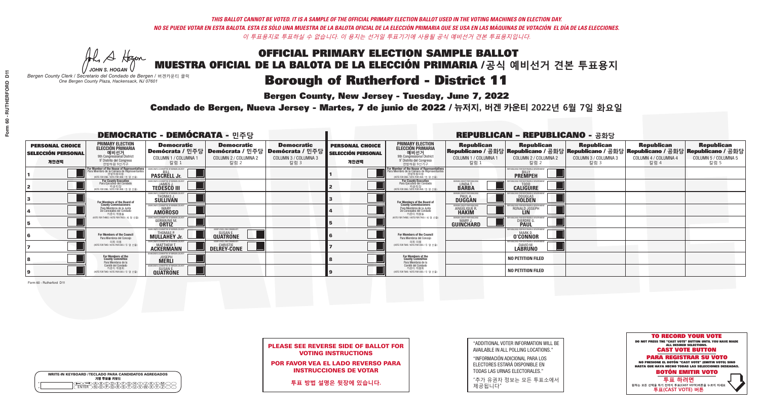*THIS BALLOT CANNOT BE VOTED. IT IS A SAMPLE OF THE OFFICIAL PRIMARY ELECTION BALLOT USED IN THE VOTING MACHINES ON ELECTION DAY.*
*NO SE PUEDE VOTAR EN ESTA BALOTA. ESTA ES SÓLO UNA MUESTRA DE LA BALOTA OFICIAL DE LA ELECCIÓN PRIMARIA QUE SE USA EN LAS MÁQUINAS DE VOTACIÓN EL DÍA DE LAS ELECCIONES.*
*이 투표용지로 투표하실 수 없습니다. 이 용지는 선거일 투표기기에 사용될 공식 예비선거 견본 투표용지입니다.*

JOHN S. HOGAN
*Bergen County Clerk / Secretario del Condado de Bergen / 버겐카운티 클럭*
*One Bergen County Plaza, Hackensack, NJ 07601*

# OFFICIAL PRIMARY ELECTION SAMPLE BALLOT
# MUESTRA OFICIAL DE LA BALOTA DE LA ELECCIÓN PRIMARIA / 공식 예비선거 견본 투표용지
## Borough of Rutherford - District 11

**Bergen County, New Jersey - Tuesday, June 7, 2022**

**Condado de Bergen, Nueva Jersey - Martes, 7 de junio de 2022 / 뉴저지, 버겐 카운티 2022년 6월 7일 화요일**

### DEMOCRATIC - DEMÓCRATA - 민주당

| PERSONAL CHOICE / SELECCIÓN PERSONAL / 개인선택 | PRIMARY ELECTION / ELECCIÓN PRIMARIA / 예비선거 (9th Congressional District / 9° Distrito del Congreso / 연방하원 9선거구) | Democratic / Demócrata / 민주당 COLUMN 1 / COLUMNA 1 / 칼럼 1 | Democratic / Demócrata / 민주당 COLUMN 2 / COLUMNA 2 / 칼럼 2 | Democratic / Demócrata / 민주당 COLUMN 3 / COLUMNA 3 / 칼럼 3 |
|---|---|---|---|---|
| 1 | For Member of the House of Representatives / Para Miembro de la Cámara de Representantes / 연방하원의원 (VOTE FOR ONE / VOTE POR UNO / 한 명 선출) | BILL PASCRELL Jr. | | |
| 2 | For County Executive / Para Ejecutivo del Condado / 카운티장 (VOTE FOR ONE / VOTE POR UNO / 한 명 선출) | JAMES J. TEDESCO III | | |
| 3 | For Members of the Board of County Commissioners / Para Miembros de la Junta De Concejales del Condado / 카운티 위원들 (VOTE FOR THREE / VOTE POR TRES / 세 명 선출) | THOMAS J. SULLIVAN | | |
| 4 | | MARY AMOROSO | | |
| 5 | | GERMAINE M. ORTIZ | | |
| 6 | For Members of the Council / Para Miembros del Concejo / 의회 의원 (VOTE FOR TWO / VOTE POR DOS / 두 명 선출) | THOMAS P. MULLAHEY Jr. | SUSAN E. QUATRONE | |
| 7 | | MATTHEW T. ACKERMANN | CHRISTIE DELREY-CONE | |
| 8 | For Members of the County Committee / Para Miembros de la Comité del Condado / 카운티 위원회 (VOTE FOR TWO / VOTE POR DOS / 두 명 선출) | JOSEPH MERLI | | |
| 9 | | SUSAN E. QUATRONE | | |

### REPUBLICAN - REPUBLICANO - 공화당

| PERSONAL CHOICE / SELECCIÓN PERSONAL / 개인선택 | PRIMARY ELECTION / ELECCIÓN PRIMARIA / 예비선거 (9th Congressional District / 9° Distrito del Congreso / 연방하원 9선거구) | Republican / Republicano / 공화당 COLUMN 1 / COLUMNA 1 / 칼럼 1 | Republican / Republicano / 공화당 COLUMN 2 / COLUMNA 2 / 칼럼 2 | Republican / Republicano / 공화당 COLUMN 3 / COLUMNA 3 / 칼럼 3 | Republican / Republicano / 공화당 COLUMN 4 / COLUMNA 4 / 칼럼 4 | Republican / Republicano / 공화당 COLUMN 5 / COLUMNA 5 / 칼럼 5 |
|---|---|---|---|---|---|---|
| 1 | For Member of the House of Representatives / Para Miembro de la Cámara de Representantes / 연방하원의원 (VOTE FOR ONE / VOTE POR UNO / 한 명 선출) | | BILLY PREMPEH | | | |
| 2 | For County Executive / Para Ejecutivo del Condado / 카운티장 (VOTE FOR ONE / VOTE POR UNO / 한 명 선출) | LINDA T. BARBA | TODD CALIGUIRE | | | |
| 3 | For Members of the Board of County Commissioners / Para Miembros de la Junta De Concejales del Condado / 카운티 위원들 (VOTE FOR THREE / VOTE POR TRES / 세 명 선출) | PAUL A. DUGGAN | DOUGLAS HOLDEN | | | |
| 4 | | ANGELIQUE R. HAKIM | RONALD JOSEPH LIN | | | |
| 5 | | MARY J. GUINCHARD | DIERDRE G. PAUL | | | |
| 6 | For Members of the Council / Para Miembros del Concejo / 의회 의원 (VOTE FOR TWO / VOTE POR DOS / 두 명 선출) | | MARK D. O'CONNOR | | | |
| 7 | | | DAVID M. LABRUNO | | | |
| 8 | For Members of the County Committee / Para Miembros de la Comité del Condado / 카운티 위원회 (VOTE FOR TWO / VOTE POR DOS / 두 명 선출) | | NO PETITION FILED | | | |
| 9 | | | NO PETITION FILED | | | |

Form 60 - Rutherford D11

**PLEASE SEE REVERSE SIDE OF BALLOT FOR VOTING INSTRUCTIONS**

**POR FAVOR VEA EL LADO REVERSO PARA INSTRUCCIONES DE VOTAR**

**투표 방법 설명은 뒷장에 있습니다.**

"ADDITIONAL VOTER INFORMATION WILL BE AVAILABLE IN ALL POLLING LOCATIONS."

"INFORMACIÓN ADICIONAL PARA LOS ELECTORES ESTARÁ DISPONIBLE EN TODAS LAS URNAS ELECTORALES."

"추가 유권자 정보는 모든 투표소에서 제공됩니다"

WRITE-IN KEYBOARD / TECLADO PARA CANDIDATOS AGREGADOS / 기명 투표용 키보드

**TO RECORD YOUR VOTE**
DO NOT PRESS THE "CAST VOTE" BUTTON UNTIL YOU HAVE MADE ALL DESIRED SELECTIONS.
**CAST VOTE BUTTON**

**PARA REGISTRAR SU VOTO**
NO PRESIONE EL BOTÓN "CAST VOTE" (EMITIR VOTO) SINO HASTA QUE HAYA HECHO TODAS LAS SELECCIONES DESEADAS.
**BOTÓN EMITIR VOTO**

**투표 하려면**
원하는 모든 선택을 하기 전까지 투표(CAST VOTE)버튼을 누르지 마세요
**투표(CAST VOTE) 버튼**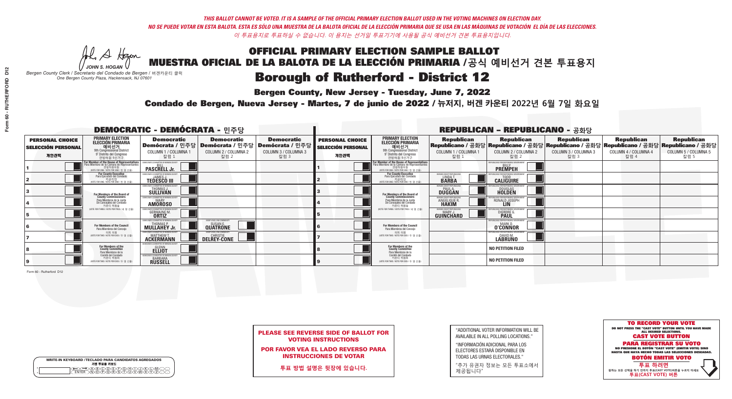*THIS BALLOT CANNOT BE VOTED. IT IS A SAMPLE OF THE OFFICIAL PRIMARY ELECTION BALLOT USED IN THE VOTING MACHINES ON ELECTION DAY.*
*NO SE PUEDE VOTAR EN ESTA BALOTA. ESTA ES SÓLO UNA MUESTRA DE LA BALOTA OFICIAL DE LA ELECCIÓN PRIMARIA QUE SE USA EN LAS MÁQUINAS DE VOTACIÓN EL DÍA DE LAS ELECCIONES.*
*이 투표용지로 투표하실 수 없습니다. 이 용지는 선거일 투표기기에 사용될 공식 예비선거 견본 투표용지입니다.*

JOHN S. HOGAN
*Bergen County Clerk / Secretario del Condado de Bergen / 버겐카운티 클럭*
*One Bergen County Plaza, Hackensack, NJ 07601*

# OFFICIAL PRIMARY ELECTION SAMPLE BALLOT
# MUESTRA OFICIAL DE LA BALOTA DE LA ELECCIÓN PRIMARIA /공식 예비선거 견본 투표용지
## Borough of Rutherford - District 12

**Bergen County, New Jersey - Tuesday, June 7, 2022**

**Condado de Bergen, Nueva Jersey - Martes, 7 de junio de 2022 / 뉴저지, 버겐 카운티 2022년 6월 7일 화요일**

## DEMOCRATIC - DEMÓCRATA - 민주당

| PERSONAL CHOICE / SELECCIÓN PERSONAL / 개인선택 | PRIMARY ELECTION / ELECCIÓN PRIMARIA / 예비선거 / 9th Congressional District / 9° Distrito del Congreso / 연방하원 9선거구 | Democratic / Demócrata / 민주당 COLUMN 1 / COLUMNA 1 / 칼럼 1 | Democratic / Demócrata / 민주당 COLUMN 2 / COLUMNA 2 / 칼럼 2 | Democratic / Demócrata / 민주당 COLUMN 3 / COLUMNA 3 / 칼럼 3 |
|---|---|---|---|---|
| 1 | For Member of the House of Representatives / Para Miembro de la Cámara de Representantes / 연방하원의원 (VOTE FOR ONE / VOTE POR UNO / 한 명 선출) | BILL PASCRELL Jr. | | |
| 2 | For County Executive / Para Ejecutivo del Condado / 카운티장 (VOTE FOR ONE / VOTE POR UNO / 한 명 선출) | JAMES J. TEDESCO III | | |
| 3 | For Members of the Board of County Commissioners / Para Miembros de la Junta De Concejales del Condado / 카운티 위원들 (VOTE FOR THREE / VOTE POR TRES / 세 명 선출) | THOMAS J. SULLIVAN | | |
| 4 | | MARY AMOROSO | | |
| 5 | | GERMAINE M. ORTIZ | | |
| 6 | For Members of the Council / Para Miembros del Concejo / 의회 의원 (VOTE FOR TWO / VOTE POR DOS / 두 명 선출) | THOMAS P. MULLAHEY Jr. | SUSAN E. QUATRONE | |
| 7 | | MATTHEW T. ACKERMANN | CHRISTIE DELREY-CONE | |
| 8 | For Members of the County Committee / Para Miembros de la Comité del Condado / 카운티 위원회 (VOTE FOR TWO / VOTE POR DOS / 두 명 선출) | GLENN ELLIOT | | |
| 9 | | BARBARA RUSSELL | | |

## REPUBLICAN - REPUBLICANO - 공화당

| PERSONAL CHOICE / SELECCIÓN PERSONAL / 개인선택 | PRIMARY ELECTION / ELECCIÓN PRIMARIA / 예비선거 / 9th Congressional District / 9° Distrito del Congreso / 연방하원 9선거구 | Republican / Republicano / 공화당 COLUMN 1 / COLUMNA 1 / 칼럼 1 | Republican / Republicano / 공화당 COLUMN 2 / COLUMNA 2 / 칼럼 2 | Republican / Republicano / 공화당 COLUMN 3 / COLUMNA 3 / 칼럼 3 | Republican / Republicano / 공화당 COLUMN 4 / COLUMNA 4 / 칼럼 4 | Republican / Republicano / 공화당 COLUMN 5 / COLUMNA 5 / 칼럼 5 |
|---|---|---|---|---|---|---|
| 1 | For Member of the House of Representatives / Para Miembro de la Cámara de Representantes / 연방하원의원 (VOTE FOR ONE / VOTE POR UNO / 한 명 선출) | | BILLY PREMPEH | | | |
| 2 | For County Executive / Para Ejecutivo del Condado / 카운티장 (VOTE FOR ONE / VOTE POR UNO / 한 명 선출) | LINDA T. BARBA | TODD CALIGUIRE | | | |
| 3 | For Members of the Board of County Commissioners / Para Miembros de la Junta De Concejales del Condado / 카운티 위원들 (VOTE FOR THREE / VOTE POR TRES / 세 명 선출) | PAUL A. DUGGAN | DOUGLAS HOLDEN | | | |
| 4 | | ANGELIQUE R. HAKIM | RONALD JOSEPH LIN | | | |
| 5 | | MARY J. GUINCHARD | DIERDRE G. PAUL | | | |
| 6 | For Members of the Council / Para Miembros del Concejo / 의회 의원 (VOTE FOR TWO / VOTE POR DOS / 두 명 선출) | | MARK D. O'CONNOR | | | |
| 7 | | | DAVID M. LABRUNO | | | |
| 8 | For Members of the County Committee / Para Miembros de la Comité del Condado / 카운티 위원회 (VOTE FOR TWO / VOTE POR DOS / 두 명 선출) | | NO PETITION FILED | | | |
| 9 | | | NO PETITION FILED | | | |

Form 60 - Rutherford D12

**PLEASE SEE REVERSE SIDE OF BALLOT FOR VOTING INSTRUCTIONS**

**POR FAVOR VEA EL LADO REVERSO PARA INSTRUCCIONES DE VOTAR**

**투표 방법 설명은 뒷장에 있습니다.**

"ADDITIONAL VOTER INFORMATION WILL BE AVAILABLE IN ALL POLLING LOCATIONS."

"INFORMACIÓN ADICIONAL PARA LOS ELECTORES ESTARÁ DISPONIBLE EN TODAS LAS URNAS ELECTORALES."

"추가 유권자 정보는 모든 투표소에서 제공됩니다"

WRITE-IN KEYBOARD /TECLADO PARA CANDIDATOS AGREGADOS
기명 투표용 키보드

**TO RECORD YOUR VOTE**
DO NOT PRESS THE "CAST VOTE" BUTTON UNTIL YOU HAVE MADE ALL DESIRED SELECTIONS.
**CAST VOTE BUTTON**

**PARA REGISTRAR SU VOTO**
NO PRESIONE EL BOTÓN "CAST VOTE" (EMITIR VOTO) SINO HASTA QUE HAYA HECHO TODAS LAS SELECCIONES DESEADAS.
**BOTÓN EMITIR VOTO**

**투표 하려면**
원하는 모든 선택을 하기 전까지 투표(CAST VOTE) 버튼을 누르지 마세요
**투표(CAST VOTE) 버튼**